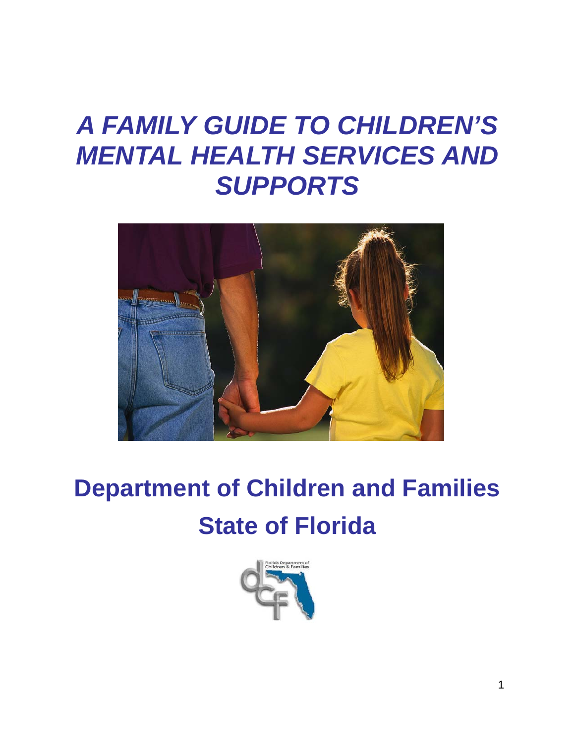# *A FAMILY GUIDE TO CHILDREN'S MENTAL HEALTH SERVICES AND SUPPORTS*

## Department of Children and Families

## State of Florida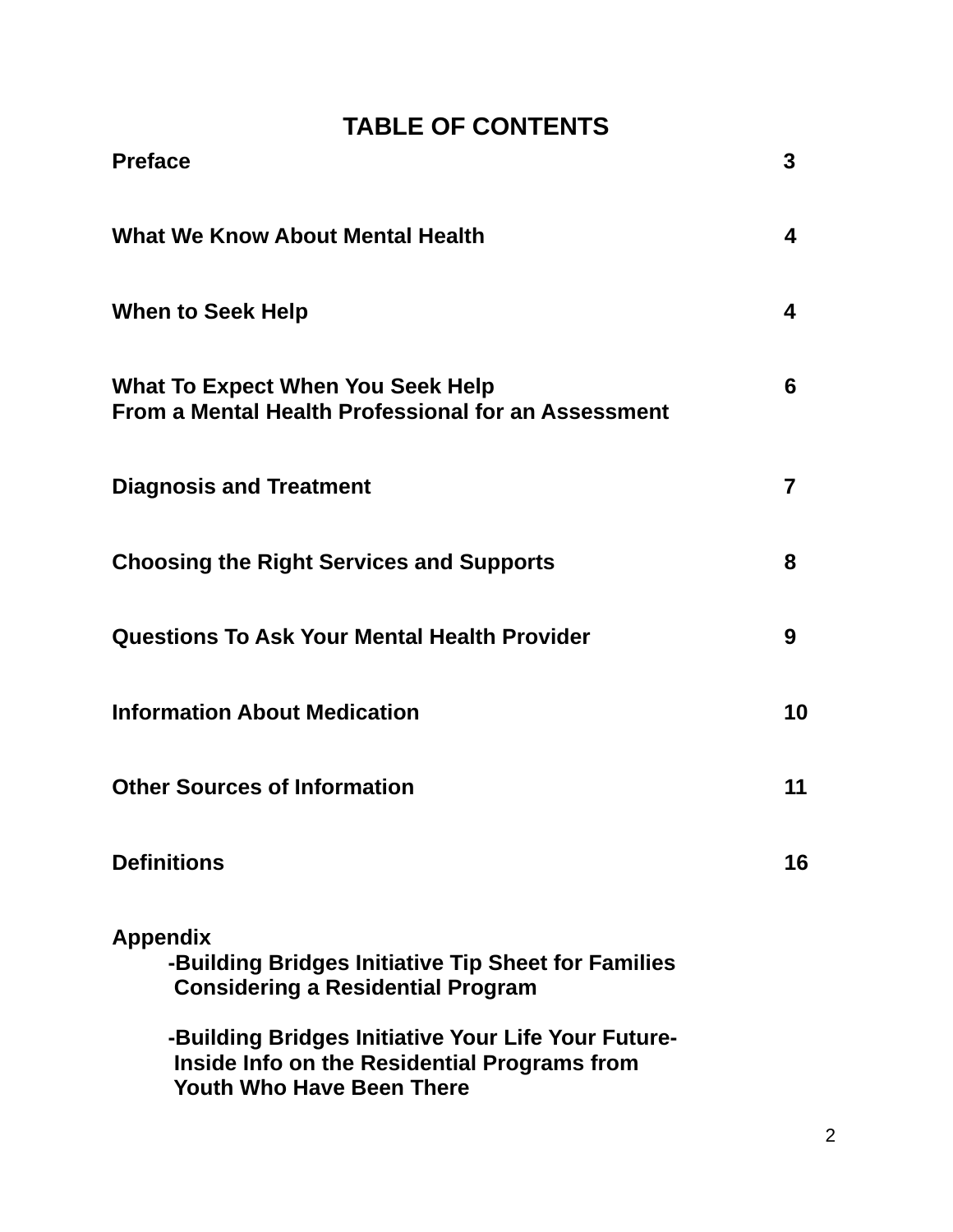# TABLE OF CONTENTS

| | |
|---|---|
| **Preface** | **3** |
| **What We Know About Mental Health** | **4** |
| **When to Seek Help** | **4** |
| **What To Expect When You Seek Help From a Mental Health Professional for an Assessment** | **6** |
| **Diagnosis and Treatment** | **7** |
| **Choosing the Right Services and Supports** | **8** |
| **Questions To Ask Your Mental Health Provider** | **9** |
| **Information About Medication** | **10** |
| **Other Sources of Information** | **11** |
| **Definitions** | **16** |

**Appendix**

- **-Building Bridges Initiative Tip Sheet for Families Considering a Residential Program**
- **-Building Bridges Initiative Your Life Your Future- Inside Info on the Residential Programs from Youth Who Have Been There**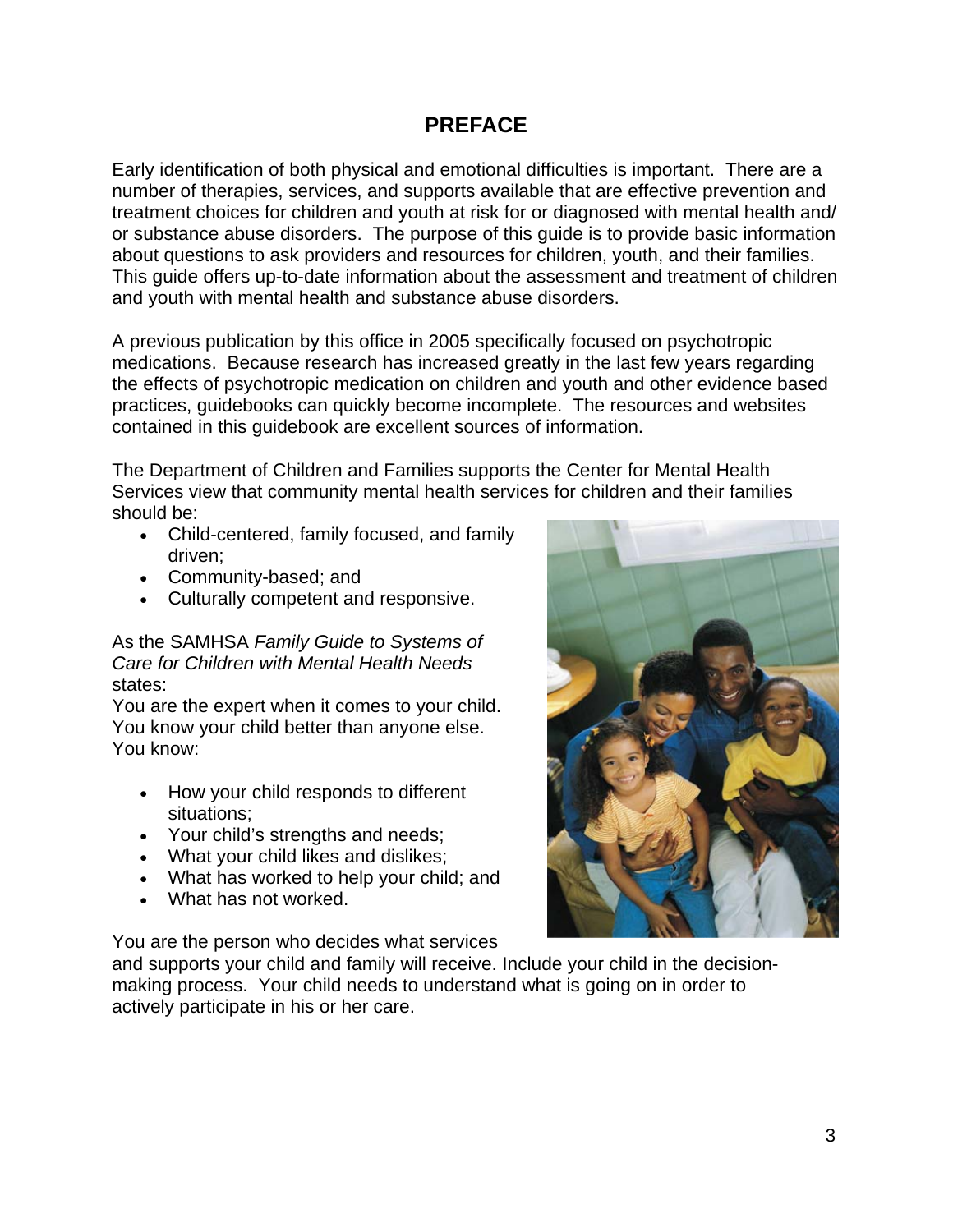# PREFACE

Early identification of both physical and emotional difficulties is important. There are a number of therapies, services, and supports available that are effective prevention and treatment choices for children and youth at risk for or diagnosed with mental health and/ or substance abuse disorders. The purpose of this guide is to provide basic information about questions to ask providers and resources for children, youth, and their families. This guide offers up-to-date information about the assessment and treatment of children and youth with mental health and substance abuse disorders.

A previous publication by this office in 2005 specifically focused on psychotropic medications. Because research has increased greatly in the last few years regarding the effects of psychotropic medication on children and youth and other evidence based practices, guidebooks can quickly become incomplete. The resources and websites contained in this guidebook are excellent sources of information.

The Department of Children and Families supports the Center for Mental Health Services view that community mental health services for children and their families should be:

- Child-centered, family focused, and family driven;
- Community-based; and
- Culturally competent and responsive.

As the SAMHSA *Family Guide to Systems of Care for Children with Mental Health Needs* states:

You are the expert when it comes to your child. You know your child better than anyone else. You know:

- How your child responds to different situations;
- Your child's strengths and needs;
- What your child likes and dislikes;
- What has worked to help your child; and
- What has not worked.

You are the person who decides what services and supports your child and family will receive. Include your child in the decision-making process. Your child needs to understand what is going on in order to actively participate in his or her care.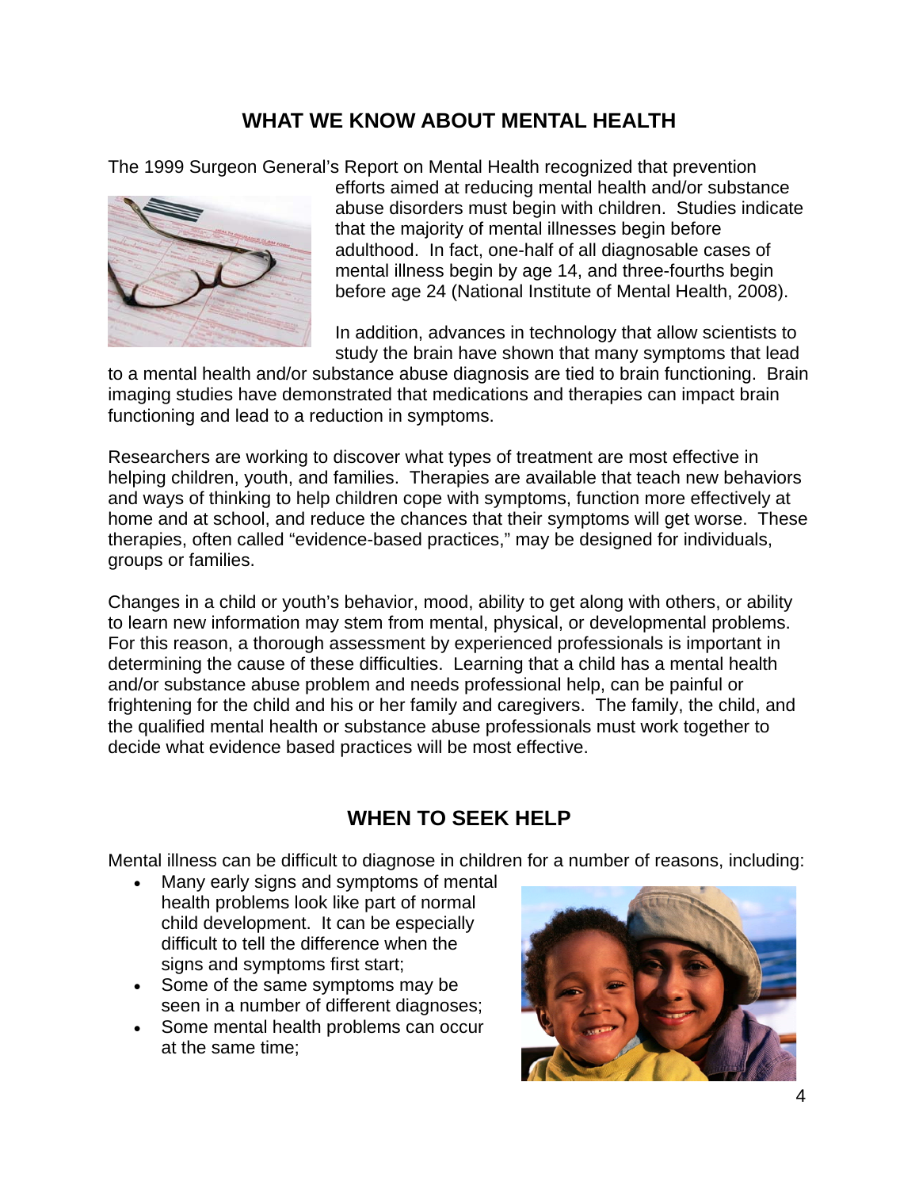## WHAT WE KNOW ABOUT MENTAL HEALTH

The 1999 Surgeon General's Report on Mental Health recognized that prevention efforts aimed at reducing mental health and/or substance abuse disorders must begin with children. Studies indicate that the majority of mental illnesses begin before adulthood. In fact, one-half of all diagnosable cases of mental illness begin by age 14, and three-fourths begin before age 24 (National Institute of Mental Health, 2008).

In addition, advances in technology that allow scientists to study the brain have shown that many symptoms that lead to a mental health and/or substance abuse diagnosis are tied to brain functioning. Brain imaging studies have demonstrated that medications and therapies can impact brain functioning and lead to a reduction in symptoms.

Researchers are working to discover what types of treatment are most effective in helping children, youth, and families. Therapies are available that teach new behaviors and ways of thinking to help children cope with symptoms, function more effectively at home and at school, and reduce the chances that their symptoms will get worse. These therapies, often called "evidence-based practices," may be designed for individuals, groups or families.

Changes in a child or youth's behavior, mood, ability to get along with others, or ability to learn new information may stem from mental, physical, or developmental problems. For this reason, a thorough assessment by experienced professionals is important in determining the cause of these difficulties. Learning that a child has a mental health and/or substance abuse problem and needs professional help, can be painful or frightening for the child and his or her family and caregivers. The family, the child, and the qualified mental health or substance abuse professionals must work together to decide what evidence based practices will be most effective.

## WHEN TO SEEK HELP

Mental illness can be difficult to diagnose in children for a number of reasons, including:

- Many early signs and symptoms of mental health problems look like part of normal child development. It can be especially difficult to tell the difference when the signs and symptoms first start;
- Some of the same symptoms may be seen in a number of different diagnoses;
- Some mental health problems can occur at the same time;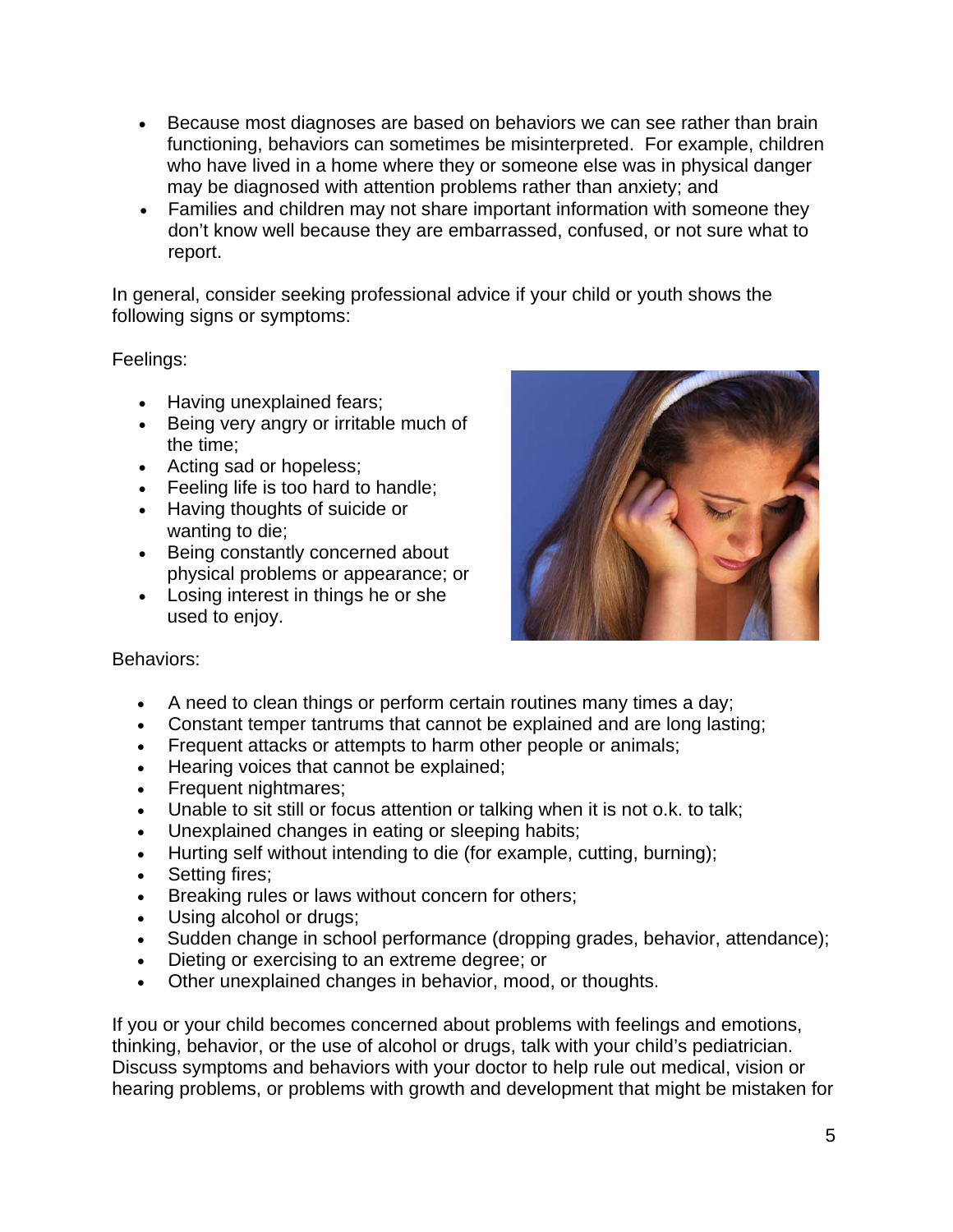- Because most diagnoses are based on behaviors we can see rather than brain functioning, behaviors can sometimes be misinterpreted. For example, children who have lived in a home where they or someone else was in physical danger may be diagnosed with attention problems rather than anxiety; and
- Families and children may not share important information with someone they don't know well because they are embarrassed, confused, or not sure what to report.

In general, consider seeking professional advice if your child or youth shows the following signs or symptoms:

Feelings:

- Having unexplained fears;
- Being very angry or irritable much of the time;
- Acting sad or hopeless;
- Feeling life is too hard to handle;
- Having thoughts of suicide or wanting to die;
- Being constantly concerned about physical problems or appearance; or
- Losing interest in things he or she used to enjoy.

Behaviors:

- A need to clean things or perform certain routines many times a day;
- Constant temper tantrums that cannot be explained and are long lasting;
- Frequent attacks or attempts to harm other people or animals;
- Hearing voices that cannot be explained;
- Frequent nightmares;
- Unable to sit still or focus attention or talking when it is not o.k. to talk;
- Unexplained changes in eating or sleeping habits;
- Hurting self without intending to die (for example, cutting, burning);
- Setting fires;
- Breaking rules or laws without concern for others;
- Using alcohol or drugs;
- Sudden change in school performance (dropping grades, behavior, attendance);
- Dieting or exercising to an extreme degree; or
- Other unexplained changes in behavior, mood, or thoughts.

If you or your child becomes concerned about problems with feelings and emotions, thinking, behavior, or the use of alcohol or drugs, talk with your child's pediatrician. Discuss symptoms and behaviors with your doctor to help rule out medical, vision or hearing problems, or problems with growth and development that might be mistaken for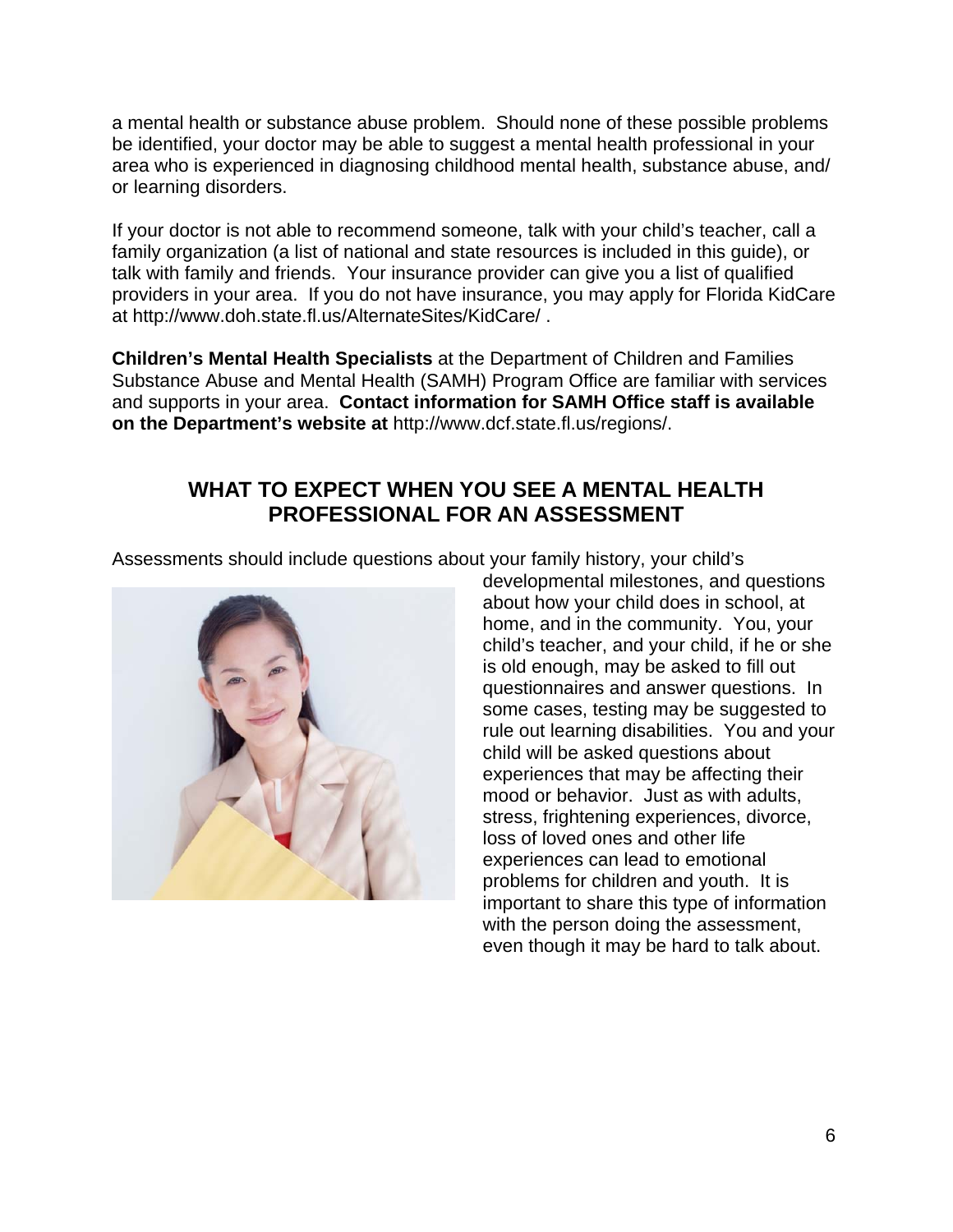a mental health or substance abuse problem.  Should none of these possible problems be identified, your doctor may be able to suggest a mental health professional in your area who is experienced in diagnosing childhood mental health, substance abuse, and/or learning disorders.

If your doctor is not able to recommend someone, talk with your child's teacher, call a family organization (a list of national and state resources is included in this guide), or talk with family and friends.  Your insurance provider can give you a list of qualified providers in your area.  If you do not have insurance, you may apply for Florida KidCare at http://www.doh.state.fl.us/AlternateSites/KidCare/ .

**Children's Mental Health Specialists** at the Department of Children and Families Substance Abuse and Mental Health (SAMH) Program Office are familiar with services and supports in your area.  **Contact information for SAMH Office staff is available on the Department's website at** http://www.dcf.state.fl.us/regions/.

## WHAT TO EXPECT WHEN YOU SEE A MENTAL HEALTH PROFESSIONAL FOR AN ASSESSMENT

Assessments should include questions about your family history, your child's developmental milestones, and questions about how your child does in school, at home, and in the community.  You, your child's teacher, and your child, if he or she is old enough, may be asked to fill out questionnaires and answer questions.  In some cases, testing may be suggested to rule out learning disabilities.  You and your child will be asked questions about experiences that may be affecting their mood or behavior.  Just as with adults, stress, frightening experiences, divorce, loss of loved ones and other life experiences can lead to emotional problems for children and youth.  It is important to share this type of information with the person doing the assessment, even though it may be hard to talk about.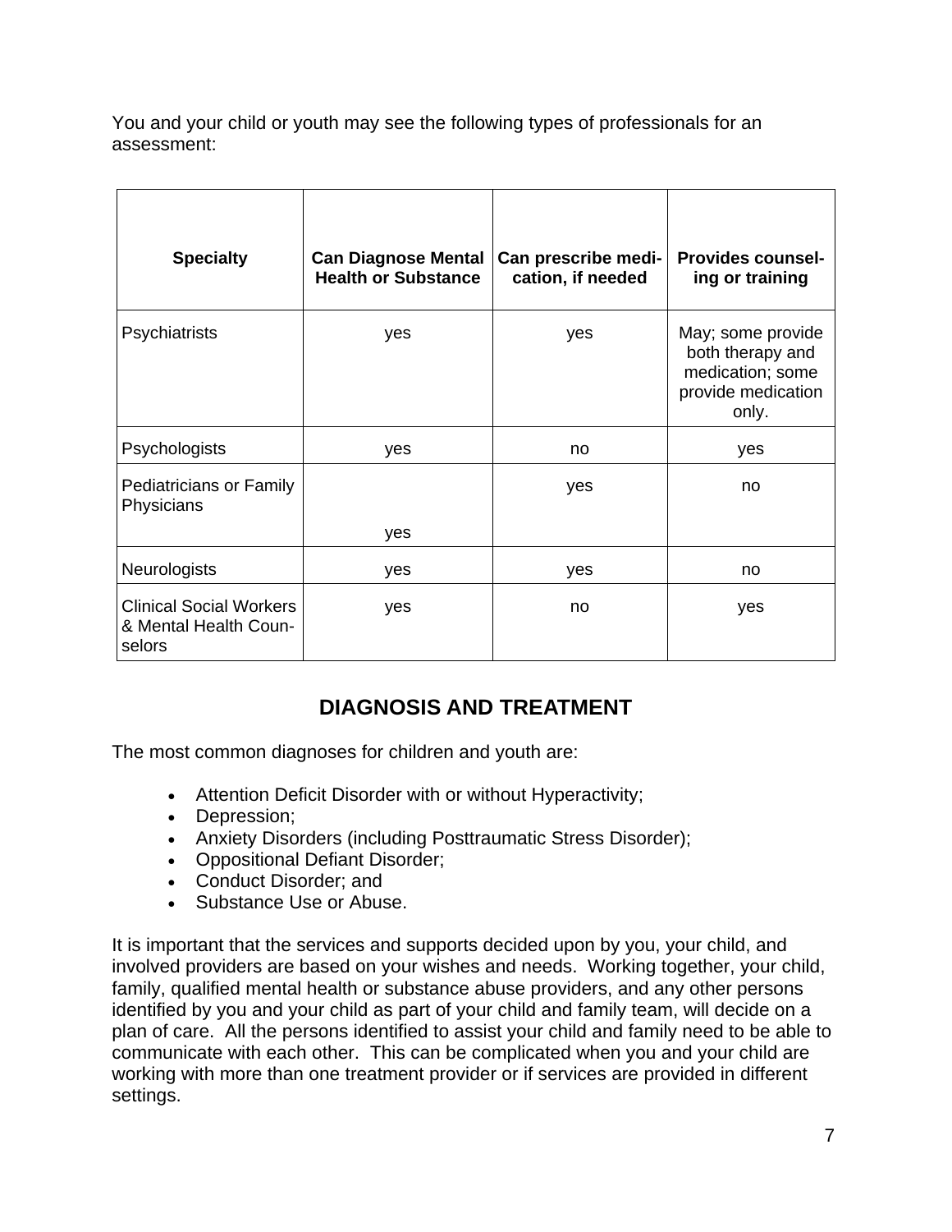You and your child or youth may see the following types of professionals for an assessment:

| Specialty | Can Diagnose Mental Health or Substance | Can prescribe medication, if needed | Provides counseling or training |
|---|---|---|---|
| Psychiatrists | yes | yes | May; some provide both therapy and medication; some provide medication only. |
| Psychologists | yes | no | yes |
| Pediatricians or Family Physicians | yes | yes | no |
| Neurologists | yes | yes | no |
| Clinical Social Workers & Mental Health Counselors | yes | no | yes |

## DIAGNOSIS AND TREATMENT

The most common diagnoses for children and youth are:

- Attention Deficit Disorder with or without Hyperactivity;
- Depression;
- Anxiety Disorders (including Posttraumatic Stress Disorder);
- Oppositional Defiant Disorder;
- Conduct Disorder; and
- Substance Use or Abuse.

It is important that the services and supports decided upon by you, your child, and involved providers are based on your wishes and needs. Working together, your child, family, qualified mental health or substance abuse providers, and any other persons identified by you and your child as part of your child and family team, will decide on a plan of care. All the persons identified to assist your child and family need to be able to communicate with each other. This can be complicated when you and your child are working with more than one treatment provider or if services are provided in different settings.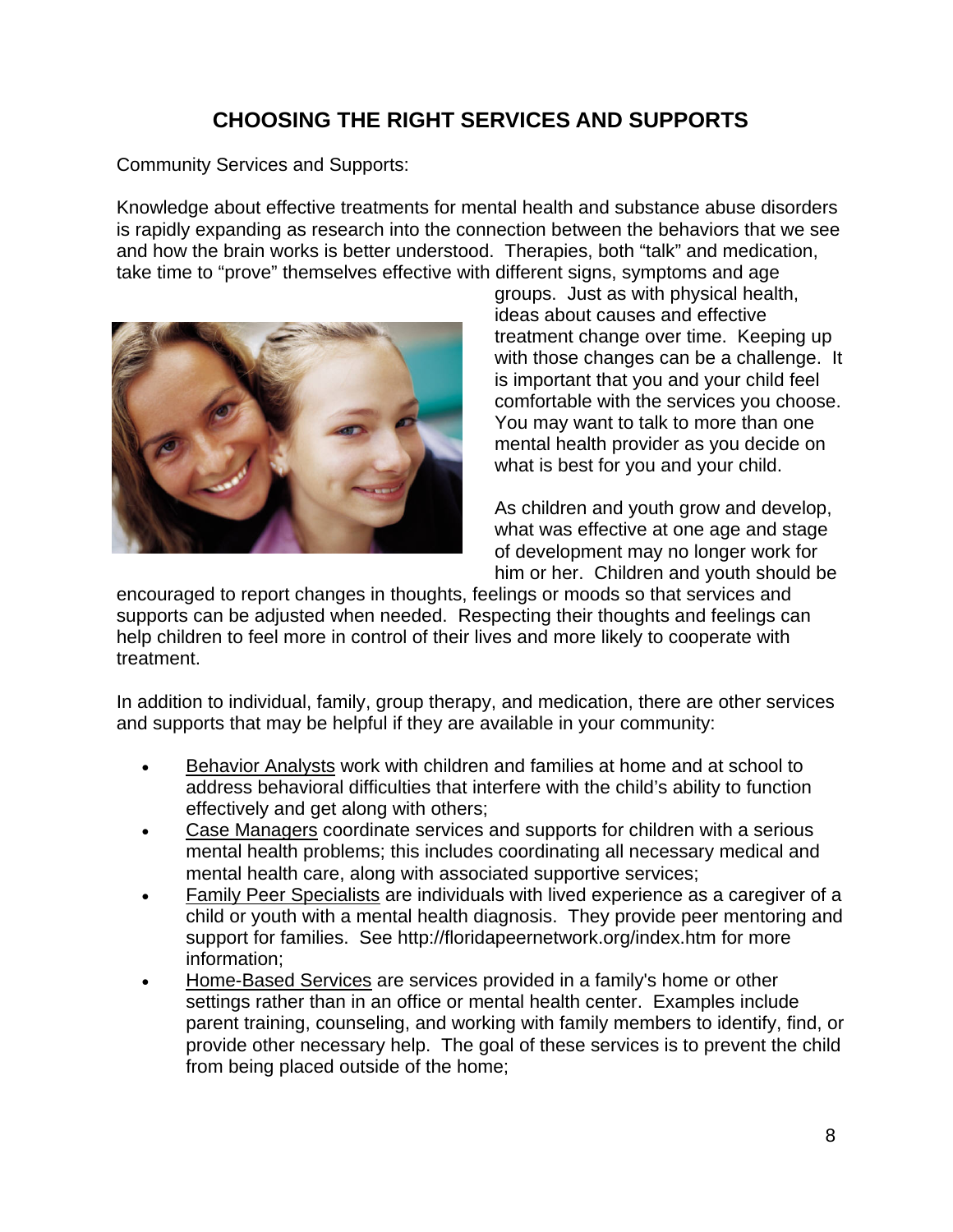## CHOOSING THE RIGHT SERVICES AND SUPPORTS

Community Services and Supports:

Knowledge about effective treatments for mental health and substance abuse disorders is rapidly expanding as research into the connection between the behaviors that we see and how the brain works is better understood. Therapies, both "talk" and medication, take time to "prove" themselves effective with different signs, symptoms and age groups. Just as with physical health, ideas about causes and effective treatment change over time. Keeping up with those changes can be a challenge. It is important that you and your child feel comfortable with the services you choose. You may want to talk to more than one mental health provider as you decide on what is best for you and your child.

As children and youth grow and develop, what was effective at one age and stage of development may no longer work for him or her. Children and youth should be encouraged to report changes in thoughts, feelings or moods so that services and supports can be adjusted when needed. Respecting their thoughts and feelings can help children to feel more in control of their lives and more likely to cooperate with treatment.

In addition to individual, family, group therapy, and medication, there are other services and supports that may be helpful if they are available in your community:

- Behavior Analysts work with children and families at home and at school to address behavioral difficulties that interfere with the child's ability to function effectively and get along with others;
- Case Managers coordinate services and supports for children with a serious mental health problems; this includes coordinating all necessary medical and mental health care, along with associated supportive services;
- Family Peer Specialists are individuals with lived experience as a caregiver of a child or youth with a mental health diagnosis. They provide peer mentoring and support for families. See http://floridapeernetwork.org/index.htm for more information;
- Home-Based Services are services provided in a family's home or other settings rather than in an office or mental health center. Examples include parent training, counseling, and working with family members to identify, find, or provide other necessary help. The goal of these services is to prevent the child from being placed outside of the home;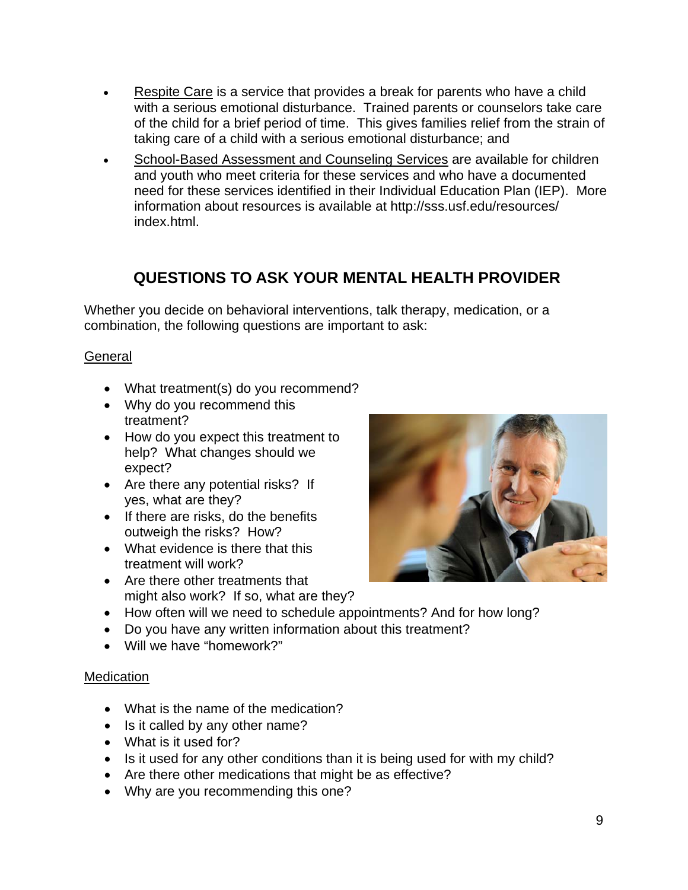- Respite Care is a service that provides a break for parents who have a child with a serious emotional disturbance. Trained parents or counselors take care of the child for a brief period of time. This gives families relief from the strain of taking care of a child with a serious emotional disturbance; and
- School-Based Assessment and Counseling Services are available for children and youth who meet criteria for these services and who have a documented need for these services identified in their Individual Education Plan (IEP). More information about resources is available at http://sss.usf.edu/resources/index.html.

## QUESTIONS TO ASK YOUR MENTAL HEALTH PROVIDER

Whether you decide on behavioral interventions, talk therapy, medication, or a combination, the following questions are important to ask:

General

- What treatment(s) do you recommend?
- Why do you recommend this treatment?
- How do you expect this treatment to help? What changes should we expect?
- Are there any potential risks? If yes, what are they?
- If there are risks, do the benefits outweigh the risks? How?
- What evidence is there that this treatment will work?
- Are there other treatments that might also work? If so, what are they?
- How often will we need to schedule appointments? And for how long?
- Do you have any written information about this treatment?
- Will we have "homework?"

Medication

- What is the name of the medication?
- Is it called by any other name?
- What is it used for?
- Is it used for any other conditions than it is being used for with my child?
- Are there other medications that might be as effective?
- Why are you recommending this one?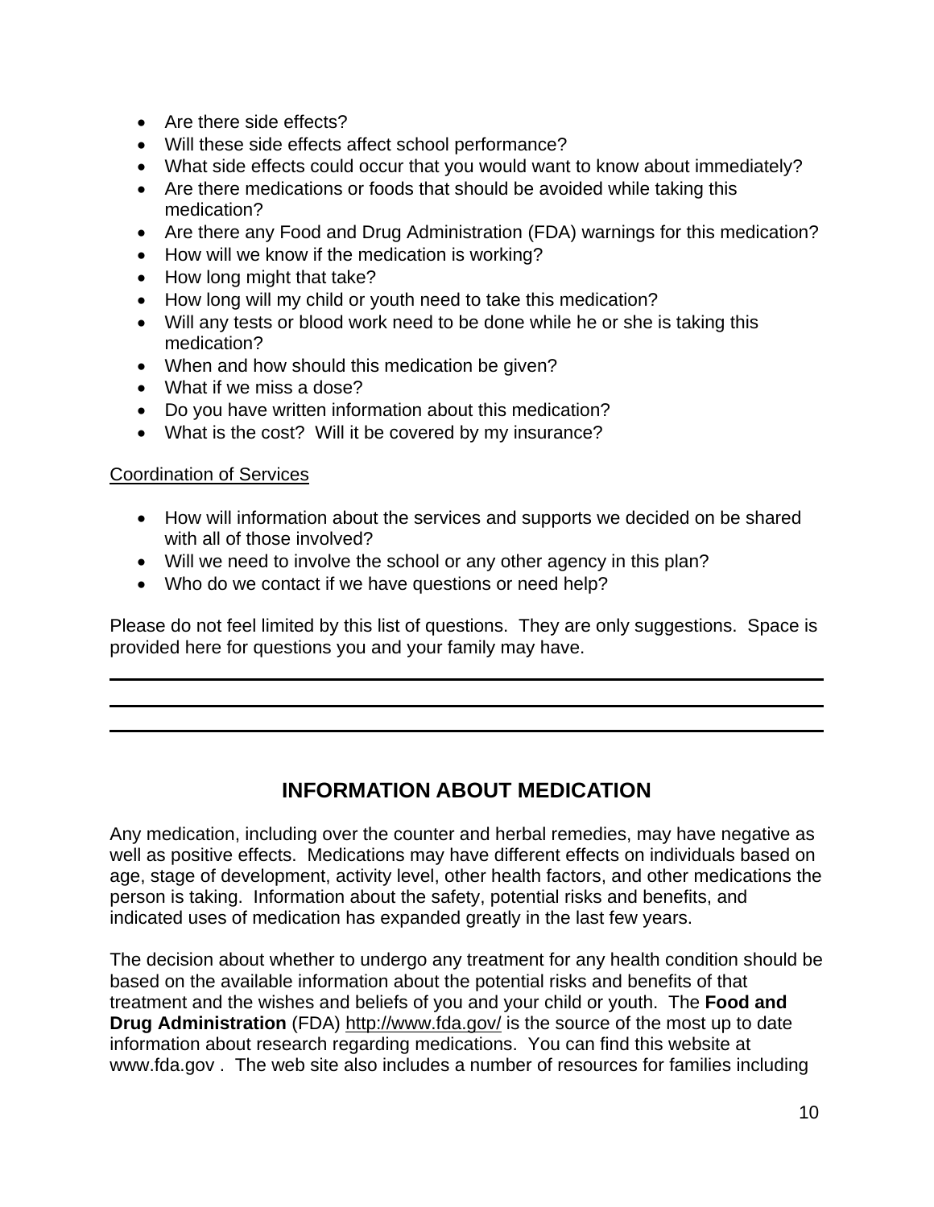- Are there side effects?
- Will these side effects affect school performance?
- What side effects could occur that you would want to know about immediately?
- Are there medications or foods that should be avoided while taking this medication?
- Are there any Food and Drug Administration (FDA) warnings for this medication?
- How will we know if the medication is working?
- How long might that take?
- How long will my child or youth need to take this medication?
- Will any tests or blood work need to be done while he or she is taking this medication?
- When and how should this medication be given?
- What if we miss a dose?
- Do you have written information about this medication?
- What is the cost? Will it be covered by my insurance?

Coordination of Services

- How will information about the services and supports we decided on be shared with all of those involved?
- Will we need to involve the school or any other agency in this plan?
- Who do we contact if we have questions or need help?

Please do not feel limited by this list of questions. They are only suggestions. Space is provided here for questions you and your family may have.

\_\_\_\_\_\_\_\_\_\_\_\_\_\_\_\_\_\_\_\_\_\_\_\_\_\_\_\_\_\_\_\_\_\_\_\_\_\_\_\_\_\_\_\_\_\_\_\_\_\_\_\_\_\_\_\_\_\_\_\_

\_\_\_\_\_\_\_\_\_\_\_\_\_\_\_\_\_\_\_\_\_\_\_\_\_\_\_\_\_\_\_\_\_\_\_\_\_\_\_\_\_\_\_\_\_\_\_\_\_\_\_\_\_\_\_\_\_\_\_\_

\_\_\_\_\_\_\_\_\_\_\_\_\_\_\_\_\_\_\_\_\_\_\_\_\_\_\_\_\_\_\_\_\_\_\_\_\_\_\_\_\_\_\_\_\_\_\_\_\_\_\_\_\_\_\_\_\_\_\_\_

## INFORMATION ABOUT MEDICATION

Any medication, including over the counter and herbal remedies, may have negative as well as positive effects. Medications may have different effects on individuals based on age, stage of development, activity level, other health factors, and other medications the person is taking. Information about the safety, potential risks and benefits, and indicated uses of medication has expanded greatly in the last few years.

The decision about whether to undergo any treatment for any health condition should be based on the available information about the potential risks and benefits of that treatment and the wishes and beliefs of you and your child or youth. The **Food and Drug Administration** (FDA) http://www.fda.gov/ is the source of the most up to date information about research regarding medications. You can find this website at www.fda.gov . The web site also includes a number of resources for families including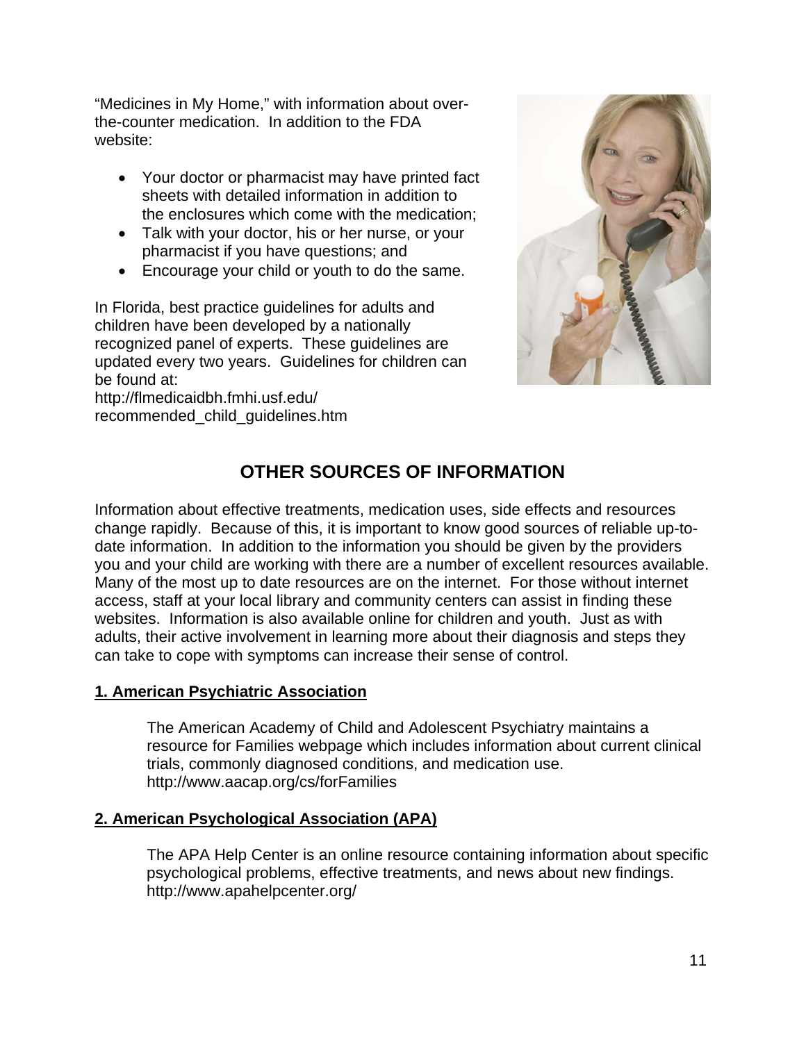"Medicines in My Home," with information about over-the-counter medication. In addition to the FDA website:

- Your doctor or pharmacist may have printed fact sheets with detailed information in addition to the enclosures which come with the medication;
- Talk with your doctor, his or her nurse, or your pharmacist if you have questions; and
- Encourage your child or youth to do the same.

In Florida, best practice guidelines for adults and children have been developed by a nationally recognized panel of experts. These guidelines are updated every two years. Guidelines for children can be found at:
http://flmedicaidbh.fmhi.usf.edu/recommended_child_guidelines.htm

## OTHER SOURCES OF INFORMATION

Information about effective treatments, medication uses, side effects and resources change rapidly. Because of this, it is important to know good sources of reliable up-to-date information. In addition to the information you should be given by the providers you and your child are working with there are a number of excellent resources available. Many of the most up to date resources are on the internet. For those without internet access, staff at your local library and community centers can assist in finding these websites. Information is also available online for children and youth. Just as with adults, their active involvement in learning more about their diagnosis and steps they can take to cope with symptoms can increase their sense of control.

### 1. American Psychiatric Association

The American Academy of Child and Adolescent Psychiatry maintains a resource for Families webpage which includes information about current clinical trials, commonly diagnosed conditions, and medication use.
http://www.aacap.org/cs/forFamilies

### 2. American Psychological Association (APA)

The APA Help Center is an online resource containing information about specific psychological problems, effective treatments, and news about new findings.
http://www.apahelpcenter.org/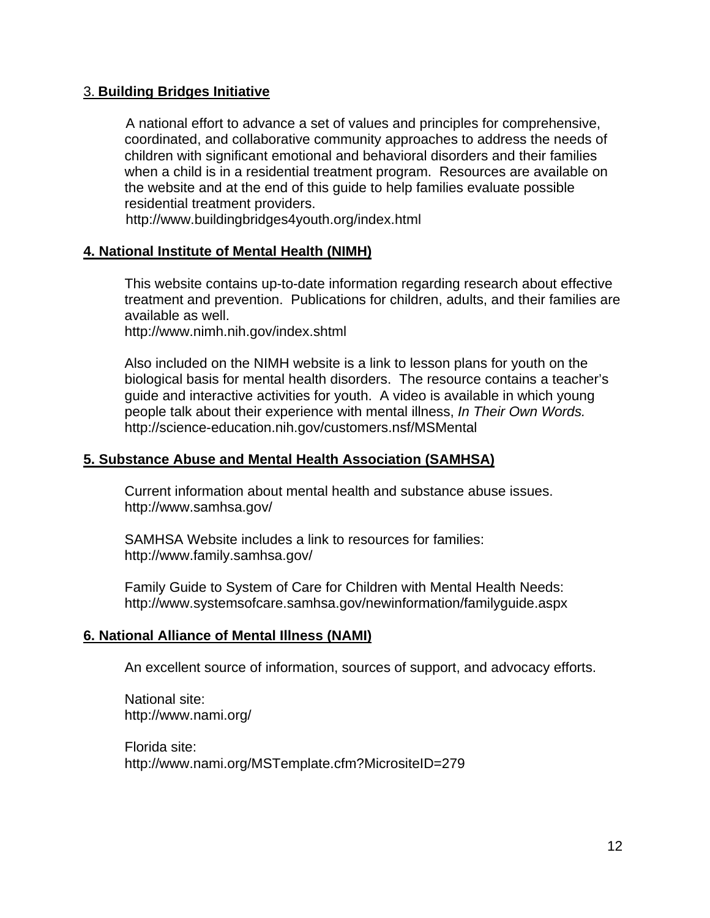3. **Building Bridges Initiative**

A national effort to advance a set of values and principles for comprehensive, coordinated, and collaborative community approaches to address the needs of children with significant emotional and behavioral disorders and their families when a child is in a residential treatment program. Resources are available on the website and at the end of this guide to help families evaluate possible residential treatment providers.
http://www.buildingbridges4youth.org/index.html

**4. National Institute of Mental Health (NIMH)**

This website contains up-to-date information regarding research about effective treatment and prevention. Publications for children, adults, and their families are available as well.
http://www.nimh.nih.gov/index.shtml

Also included on the NIMH website is a link to lesson plans for youth on the biological basis for mental health disorders. The resource contains a teacher's guide and interactive activities for youth. A video is available in which young people talk about their experience with mental illness, *In Their Own Words.*
http://science-education.nih.gov/customers.nsf/MSMental

**5. Substance Abuse and Mental Health Association (SAMHSA)**

Current information about mental health and substance abuse issues.
http://www.samhsa.gov/

SAMHSA Website includes a link to resources for families:
http://www.family.samhsa.gov/

Family Guide to System of Care for Children with Mental Health Needs:
http://www.systemsofcare.samhsa.gov/newinformation/familyguide.aspx

**6. National Alliance of Mental Illness (NAMI)**

An excellent source of information, sources of support, and advocacy efforts.

National site:
http://www.nami.org/

Florida site:
http://www.nami.org/MSTemplate.cfm?MicrositeID=279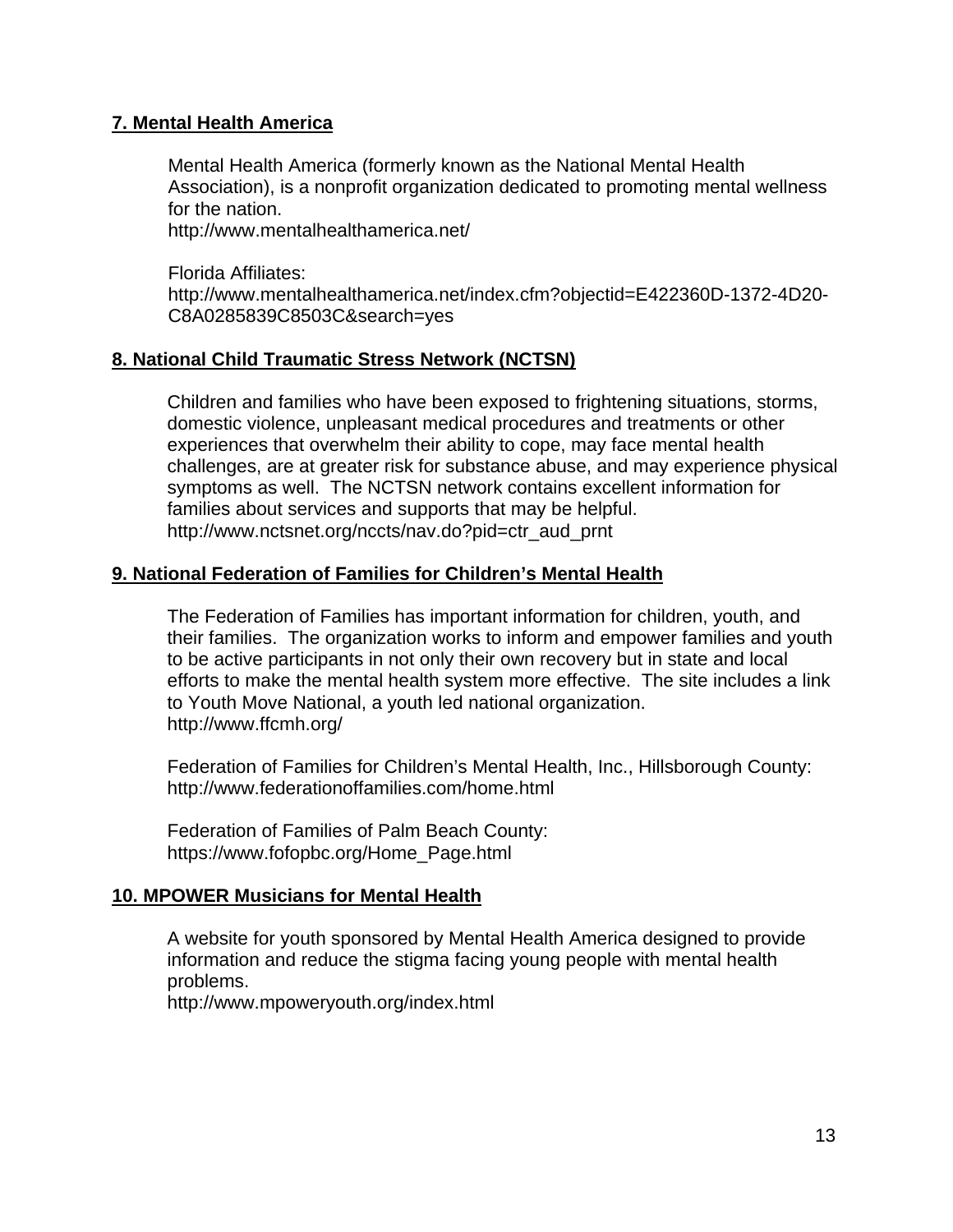**7. Mental Health America**

Mental Health America (formerly known as the National Mental Health Association), is a nonprofit organization dedicated to promoting mental wellness for the nation.
http://www.mentalhealthamerica.net/

Florida Affiliates:
http://www.mentalhealthamerica.net/index.cfm?objectid=E422360D-1372-4D20-C8A0285839C8503C&search=yes

**8. National Child Traumatic Stress Network (NCTSN)**

Children and families who have been exposed to frightening situations, storms, domestic violence, unpleasant medical procedures and treatments or other experiences that overwhelm their ability to cope, may face mental health challenges, are at greater risk for substance abuse, and may experience physical symptoms as well. The NCTSN network contains excellent information for families about services and supports that may be helpful.
http://www.nctsnet.org/nccts/nav.do?pid=ctr_aud_prnt

**9. National Federation of Families for Children's Mental Health**

The Federation of Families has important information for children, youth, and their families. The organization works to inform and empower families and youth to be active participants in not only their own recovery but in state and local efforts to make the mental health system more effective. The site includes a link to Youth Move National, a youth led national organization.
http://www.ffcmh.org/

Federation of Families for Children's Mental Health, Inc., Hillsborough County:
http://www.federationoffamilies.com/home.html

Federation of Families of Palm Beach County:
https://www.fofopbc.org/Home_Page.html

**10. MPOWER Musicians for Mental Health**

A website for youth sponsored by Mental Health America designed to provide information and reduce the stigma facing young people with mental health problems.
http://www.mpoweryouth.org/index.html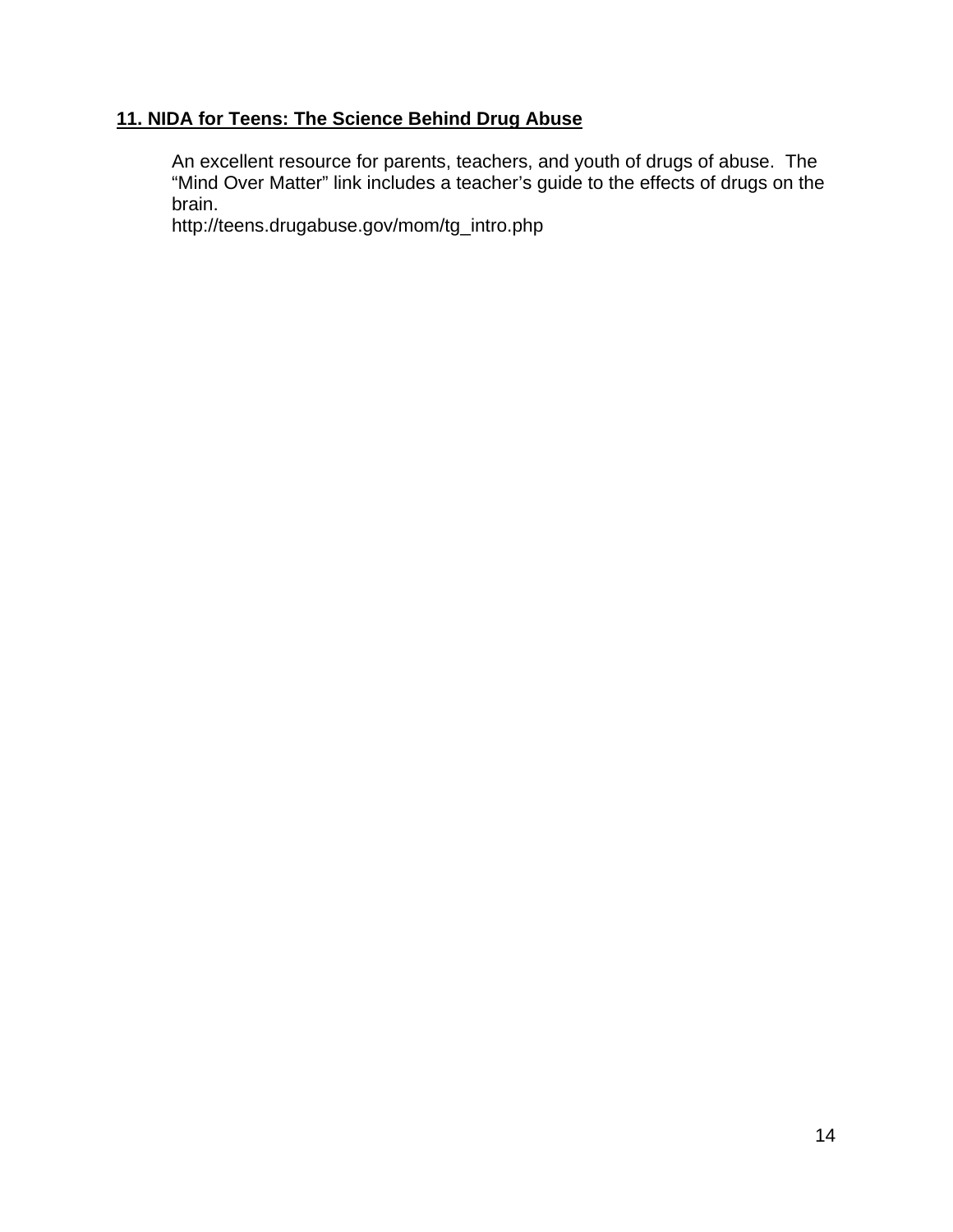## 11. NIDA for Teens: The Science Behind Drug Abuse

An excellent resource for parents, teachers, and youth of drugs of abuse. The "Mind Over Matter" link includes a teacher's guide to the effects of drugs on the brain.
http://teens.drugabuse.gov/mom/tg_intro.php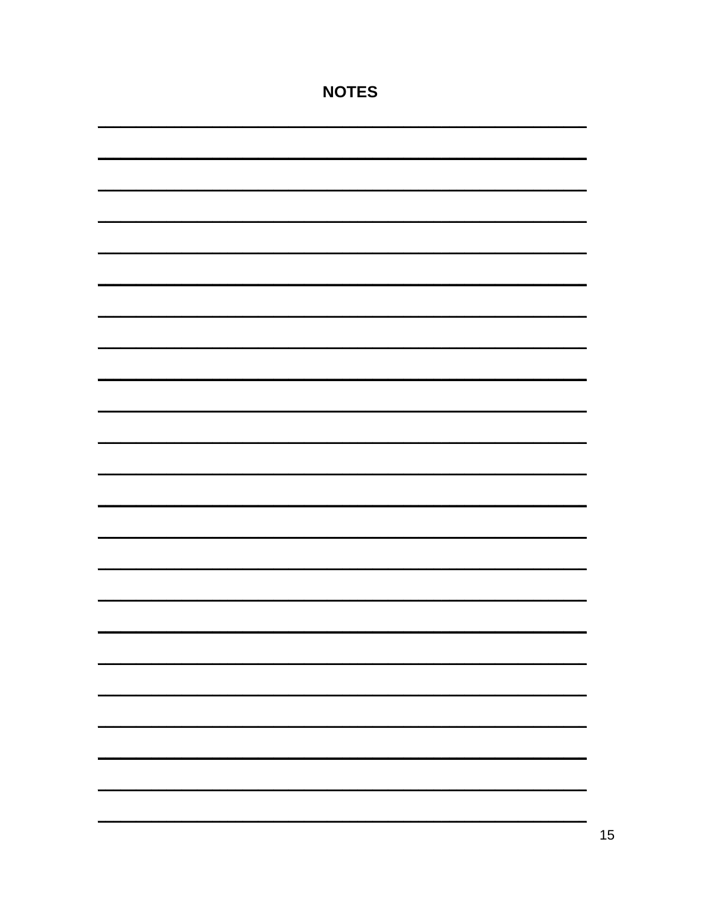# NOTES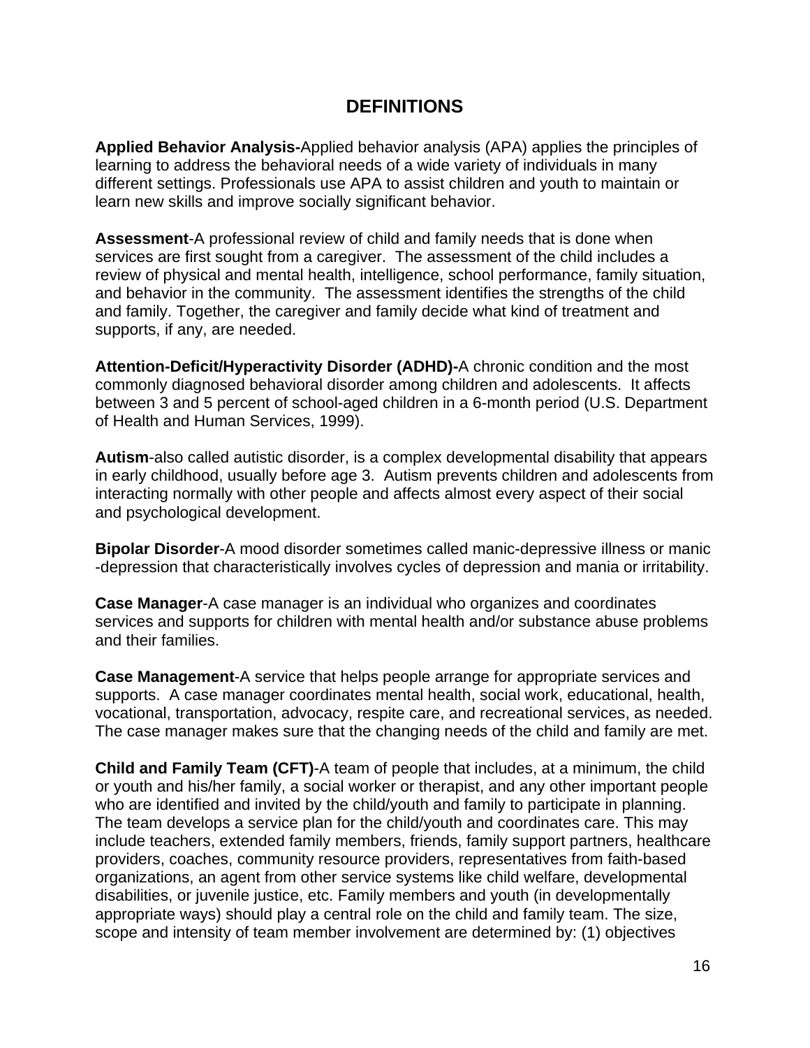## DEFINITIONS

**Applied Behavior Analysis-**Applied behavior analysis (APA) applies the principles of learning to address the behavioral needs of a wide variety of individuals in many different settings. Professionals use APA to assist children and youth to maintain or learn new skills and improve socially significant behavior.

**Assessment**-A professional review of child and family needs that is done when services are first sought from a caregiver. The assessment of the child includes a review of physical and mental health, intelligence, school performance, family situation, and behavior in the community. The assessment identifies the strengths of the child and family. Together, the caregiver and family decide what kind of treatment and supports, if any, are needed.

**Attention-Deficit/Hyperactivity Disorder (ADHD)-**A chronic condition and the most commonly diagnosed behavioral disorder among children and adolescents. It affects between 3 and 5 percent of school-aged children in a 6-month period (U.S. Department of Health and Human Services, 1999).

**Autism**-also called autistic disorder, is a complex developmental disability that appears in early childhood, usually before age 3. Autism prevents children and adolescents from interacting normally with other people and affects almost every aspect of their social and psychological development.

**Bipolar Disorder**-A mood disorder sometimes called manic-depressive illness or manic -depression that characteristically involves cycles of depression and mania or irritability.

**Case Manager**-A case manager is an individual who organizes and coordinates services and supports for children with mental health and/or substance abuse problems and their families.

**Case Management**-A service that helps people arrange for appropriate services and supports. A case manager coordinates mental health, social work, educational, health, vocational, transportation, advocacy, respite care, and recreational services, as needed. The case manager makes sure that the changing needs of the child and family are met.

**Child and Family Team (CFT)**-A team of people that includes, at a minimum, the child or youth and his/her family, a social worker or therapist, and any other important people who are identified and invited by the child/youth and family to participate in planning. The team develops a service plan for the child/youth and coordinates care. This may include teachers, extended family members, friends, family support partners, healthcare providers, coaches, community resource providers, representatives from faith-based organizations, an agent from other service systems like child welfare, developmental disabilities, or juvenile justice, etc. Family members and youth (in developmentally appropriate ways) should play a central role on the child and family team. The size, scope and intensity of team member involvement are determined by: (1) objectives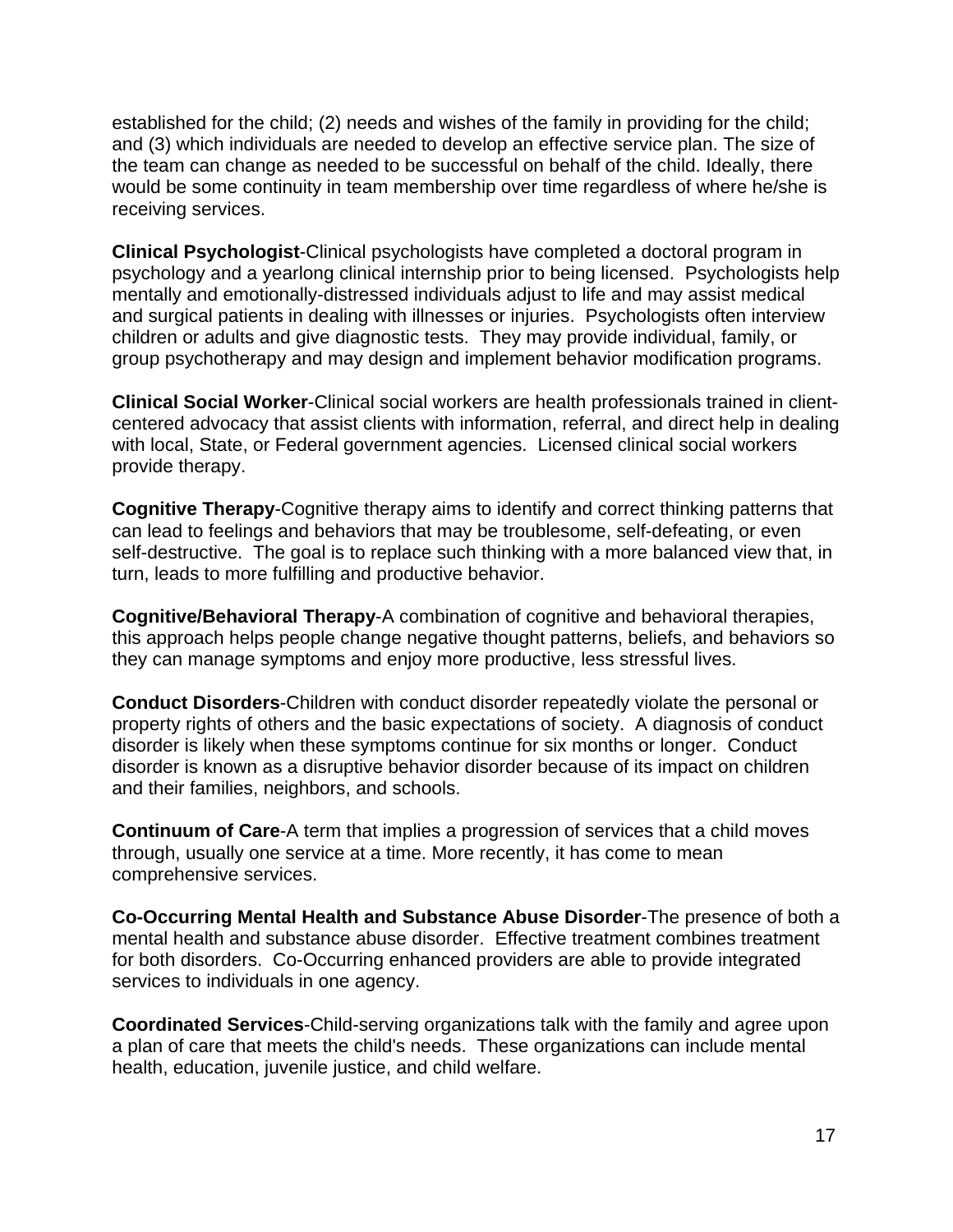established for the child; (2) needs and wishes of the family in providing for the child; and (3) which individuals are needed to develop an effective service plan. The size of the team can change as needed to be successful on behalf of the child. Ideally, there would be some continuity in team membership over time regardless of where he/she is receiving services.

**Clinical Psychologist**-Clinical psychologists have completed a doctoral program in psychology and a yearlong clinical internship prior to being licensed. Psychologists help mentally and emotionally-distressed individuals adjust to life and may assist medical and surgical patients in dealing with illnesses or injuries. Psychologists often interview children or adults and give diagnostic tests. They may provide individual, family, or group psychotherapy and may design and implement behavior modification programs.

**Clinical Social Worker**-Clinical social workers are health professionals trained in client-centered advocacy that assist clients with information, referral, and direct help in dealing with local, State, or Federal government agencies. Licensed clinical social workers provide therapy.

**Cognitive Therapy**-Cognitive therapy aims to identify and correct thinking patterns that can lead to feelings and behaviors that may be troublesome, self-defeating, or even self-destructive. The goal is to replace such thinking with a more balanced view that, in turn, leads to more fulfilling and productive behavior.

**Cognitive/Behavioral Therapy**-A combination of cognitive and behavioral therapies, this approach helps people change negative thought patterns, beliefs, and behaviors so they can manage symptoms and enjoy more productive, less stressful lives.

**Conduct Disorders**-Children with conduct disorder repeatedly violate the personal or property rights of others and the basic expectations of society. A diagnosis of conduct disorder is likely when these symptoms continue for six months or longer. Conduct disorder is known as a disruptive behavior disorder because of its impact on children and their families, neighbors, and schools.

**Continuum of Care**-A term that implies a progression of services that a child moves through, usually one service at a time. More recently, it has come to mean comprehensive services.

**Co-Occurring Mental Health and Substance Abuse Disorder**-The presence of both a mental health and substance abuse disorder. Effective treatment combines treatment for both disorders. Co-Occurring enhanced providers are able to provide integrated services to individuals in one agency.

**Coordinated Services**-Child-serving organizations talk with the family and agree upon a plan of care that meets the child's needs. These organizations can include mental health, education, juvenile justice, and child welfare.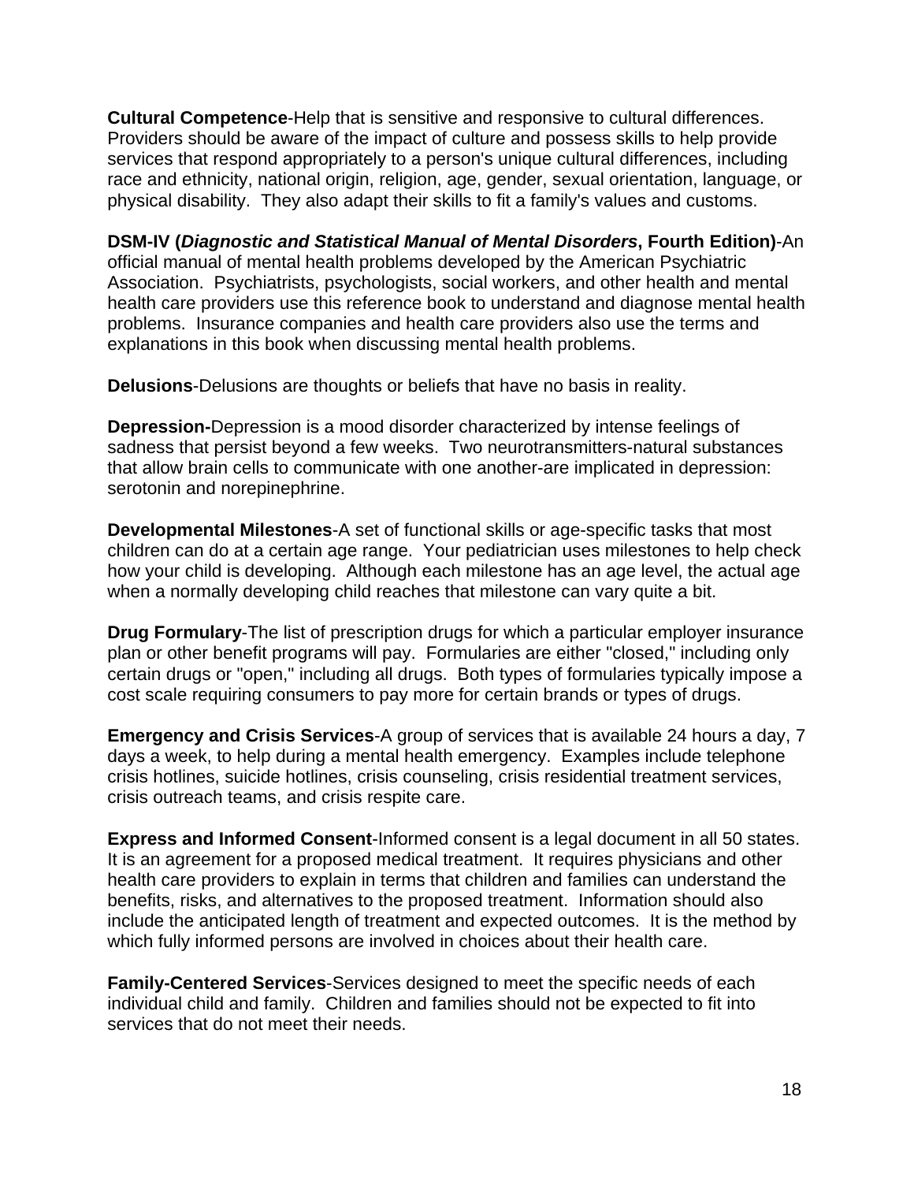**Cultural Competence**-Help that is sensitive and responsive to cultural differences. Providers should be aware of the impact of culture and possess skills to help provide services that respond appropriately to a person's unique cultural differences, including race and ethnicity, national origin, religion, age, gender, sexual orientation, language, or physical disability. They also adapt their skills to fit a family's values and customs.

**DSM-IV (*Diagnostic and Statistical Manual of Mental Disorders*, Fourth Edition)**-An official manual of mental health problems developed by the American Psychiatric Association. Psychiatrists, psychologists, social workers, and other health and mental health care providers use this reference book to understand and diagnose mental health problems. Insurance companies and health care providers also use the terms and explanations in this book when discussing mental health problems.

**Delusions**-Delusions are thoughts or beliefs that have no basis in reality.

**Depression-**Depression is a mood disorder characterized by intense feelings of sadness that persist beyond a few weeks. Two neurotransmitters-natural substances that allow brain cells to communicate with one another-are implicated in depression: serotonin and norepinephrine.

**Developmental Milestones**-A set of functional skills or age-specific tasks that most children can do at a certain age range. Your pediatrician uses milestones to help check how your child is developing. Although each milestone has an age level, the actual age when a normally developing child reaches that milestone can vary quite a bit.

**Drug Formulary**-The list of prescription drugs for which a particular employer insurance plan or other benefit programs will pay. Formularies are either "closed," including only certain drugs or "open," including all drugs. Both types of formularies typically impose a cost scale requiring consumers to pay more for certain brands or types of drugs.

**Emergency and Crisis Services**-A group of services that is available 24 hours a day, 7 days a week, to help during a mental health emergency. Examples include telephone crisis hotlines, suicide hotlines, crisis counseling, crisis residential treatment services, crisis outreach teams, and crisis respite care.

**Express and Informed Consent**-Informed consent is a legal document in all 50 states. It is an agreement for a proposed medical treatment. It requires physicians and other health care providers to explain in terms that children and families can understand the benefits, risks, and alternatives to the proposed treatment. Information should also include the anticipated length of treatment and expected outcomes. It is the method by which fully informed persons are involved in choices about their health care.

**Family-Centered Services**-Services designed to meet the specific needs of each individual child and family. Children and families should not be expected to fit into services that do not meet their needs.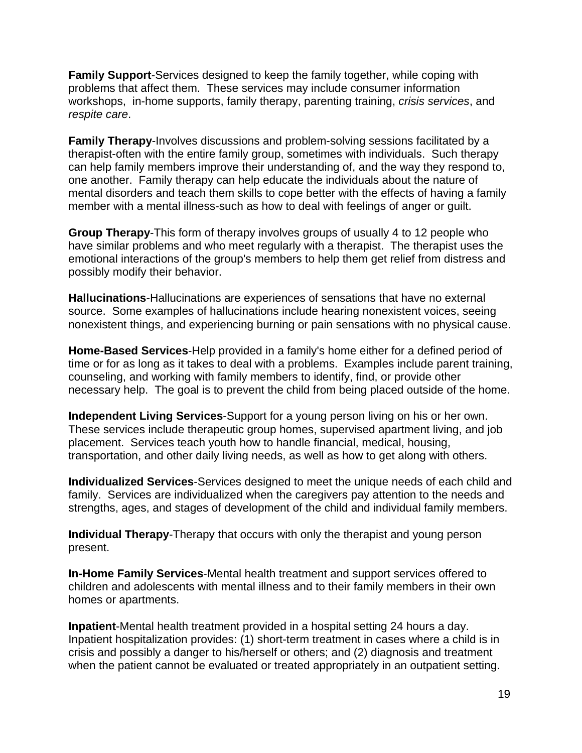**Family Support**-Services designed to keep the family together, while coping with problems that affect them. These services may include consumer information workshops, in-home supports, family therapy, parenting training, *crisis services*, and *respite care*.

**Family Therapy**-Involves discussions and problem-solving sessions facilitated by a therapist-often with the entire family group, sometimes with individuals. Such therapy can help family members improve their understanding of, and the way they respond to, one another. Family therapy can help educate the individuals about the nature of mental disorders and teach them skills to cope better with the effects of having a family member with a mental illness-such as how to deal with feelings of anger or guilt.

**Group Therapy**-This form of therapy involves groups of usually 4 to 12 people who have similar problems and who meet regularly with a therapist. The therapist uses the emotional interactions of the group's members to help them get relief from distress and possibly modify their behavior.

**Hallucinations**-Hallucinations are experiences of sensations that have no external source. Some examples of hallucinations include hearing nonexistent voices, seeing nonexistent things, and experiencing burning or pain sensations with no physical cause.

**Home-Based Services**-Help provided in a family's home either for a defined period of time or for as long as it takes to deal with a problems. Examples include parent training, counseling, and working with family members to identify, find, or provide other necessary help. The goal is to prevent the child from being placed outside of the home.

**Independent Living Services**-Support for a young person living on his or her own. These services include therapeutic group homes, supervised apartment living, and job placement. Services teach youth how to handle financial, medical, housing, transportation, and other daily living needs, as well as how to get along with others.

**Individualized Services**-Services designed to meet the unique needs of each child and family. Services are individualized when the caregivers pay attention to the needs and strengths, ages, and stages of development of the child and individual family members.

**Individual Therapy**-Therapy that occurs with only the therapist and young person present.

**In-Home Family Services**-Mental health treatment and support services offered to children and adolescents with mental illness and to their family members in their own homes or apartments.

**Inpatient**-Mental health treatment provided in a hospital setting 24 hours a day. Inpatient hospitalization provides: (1) short-term treatment in cases where a child is in crisis and possibly a danger to his/herself or others; and (2) diagnosis and treatment when the patient cannot be evaluated or treated appropriately in an outpatient setting.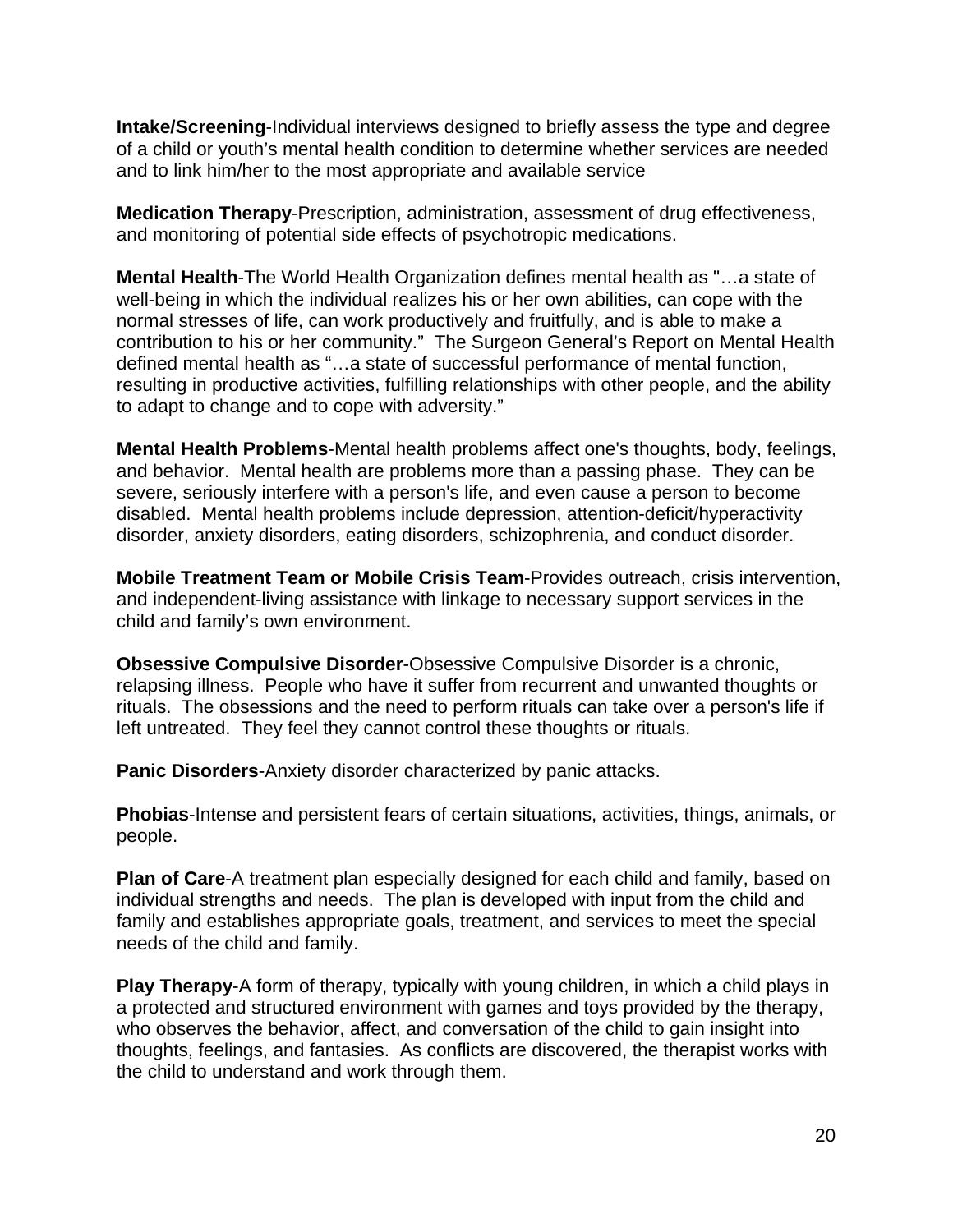**Intake/Screening**-Individual interviews designed to briefly assess the type and degree of a child or youth's mental health condition to determine whether services are needed and to link him/her to the most appropriate and available service

**Medication Therapy**-Prescription, administration, assessment of drug effectiveness, and monitoring of potential side effects of psychotropic medications.

**Mental Health**-The World Health Organization defines mental health as "…a state of well-being in which the individual realizes his or her own abilities, can cope with the normal stresses of life, can work productively and fruitfully, and is able to make a contribution to his or her community." The Surgeon General's Report on Mental Health defined mental health as "…a state of successful performance of mental function, resulting in productive activities, fulfilling relationships with other people, and the ability to adapt to change and to cope with adversity."

**Mental Health Problems**-Mental health problems affect one's thoughts, body, feelings, and behavior. Mental health are problems more than a passing phase. They can be severe, seriously interfere with a person's life, and even cause a person to become disabled. Mental health problems include depression, attention-deficit/hyperactivity disorder, anxiety disorders, eating disorders, schizophrenia, and conduct disorder.

**Mobile Treatment Team or Mobile Crisis Team**-Provides outreach, crisis intervention, and independent-living assistance with linkage to necessary support services in the child and family's own environment.

**Obsessive Compulsive Disorder**-Obsessive Compulsive Disorder is a chronic, relapsing illness. People who have it suffer from recurrent and unwanted thoughts or rituals. The obsessions and the need to perform rituals can take over a person's life if left untreated. They feel they cannot control these thoughts or rituals.

**Panic Disorders**-Anxiety disorder characterized by panic attacks.

**Phobias**-Intense and persistent fears of certain situations, activities, things, animals, or people.

**Plan of Care**-A treatment plan especially designed for each child and family, based on individual strengths and needs. The plan is developed with input from the child and family and establishes appropriate goals, treatment, and services to meet the special needs of the child and family.

**Play Therapy**-A form of therapy, typically with young children, in which a child plays in a protected and structured environment with games and toys provided by the therapy, who observes the behavior, affect, and conversation of the child to gain insight into thoughts, feelings, and fantasies. As conflicts are discovered, the therapist works with the child to understand and work through them.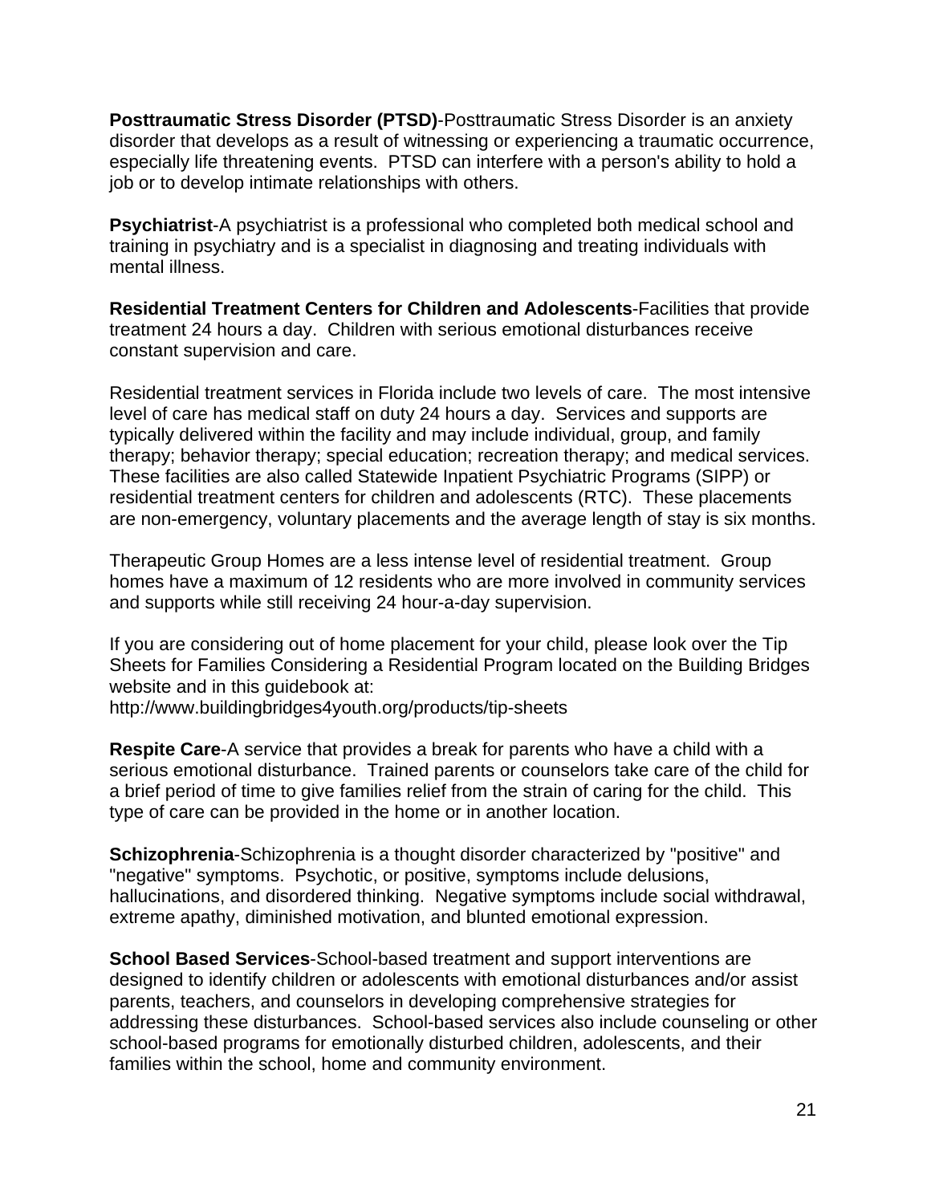**Posttraumatic Stress Disorder (PTSD)**-Posttraumatic Stress Disorder is an anxiety disorder that develops as a result of witnessing or experiencing a traumatic occurrence, especially life threatening events. PTSD can interfere with a person's ability to hold a job or to develop intimate relationships with others.

**Psychiatrist**-A psychiatrist is a professional who completed both medical school and training in psychiatry and is a specialist in diagnosing and treating individuals with mental illness.

**Residential Treatment Centers for Children and Adolescents**-Facilities that provide treatment 24 hours a day. Children with serious emotional disturbances receive constant supervision and care.

Residential treatment services in Florida include two levels of care. The most intensive level of care has medical staff on duty 24 hours a day. Services and supports are typically delivered within the facility and may include individual, group, and family therapy; behavior therapy; special education; recreation therapy; and medical services. These facilities are also called Statewide Inpatient Psychiatric Programs (SIPP) or residential treatment centers for children and adolescents (RTC). These placements are non-emergency, voluntary placements and the average length of stay is six months.

Therapeutic Group Homes are a less intense level of residential treatment. Group homes have a maximum of 12 residents who are more involved in community services and supports while still receiving 24 hour-a-day supervision.

If you are considering out of home placement for your child, please look over the Tip Sheets for Families Considering a Residential Program located on the Building Bridges website and in this guidebook at:
http://www.buildingbridges4youth.org/products/tip-sheets

**Respite Care**-A service that provides a break for parents who have a child with a serious emotional disturbance. Trained parents or counselors take care of the child for a brief period of time to give families relief from the strain of caring for the child. This type of care can be provided in the home or in another location.

**Schizophrenia**-Schizophrenia is a thought disorder characterized by "positive" and "negative" symptoms. Psychotic, or positive, symptoms include delusions, hallucinations, and disordered thinking. Negative symptoms include social withdrawal, extreme apathy, diminished motivation, and blunted emotional expression.

**School Based Services**-School-based treatment and support interventions are designed to identify children or adolescents with emotional disturbances and/or assist parents, teachers, and counselors in developing comprehensive strategies for addressing these disturbances. School-based services also include counseling or other school-based programs for emotionally disturbed children, adolescents, and their families within the school, home and community environment.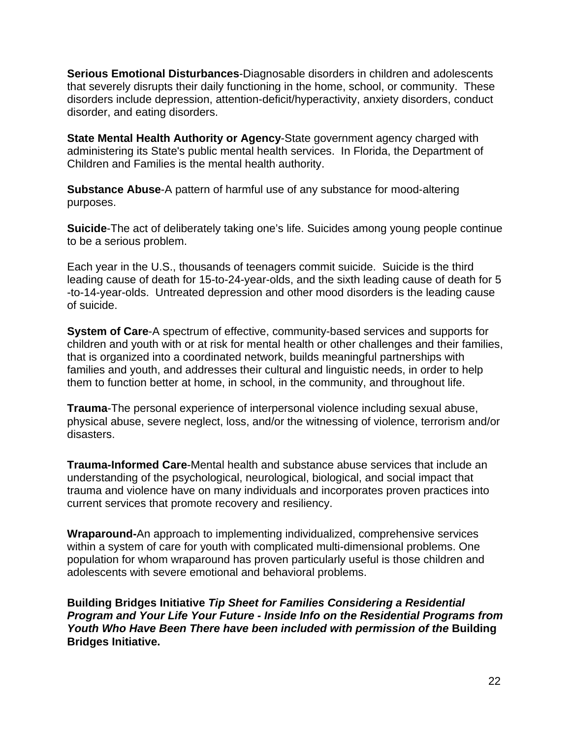**Serious Emotional Disturbances**-Diagnosable disorders in children and adolescents that severely disrupts their daily functioning in the home, school, or community. These disorders include depression, attention-deficit/hyperactivity, anxiety disorders, conduct disorder, and eating disorders.

**State Mental Health Authority or Agency**-State government agency charged with administering its State's public mental health services. In Florida, the Department of Children and Families is the mental health authority.

**Substance Abuse**-A pattern of harmful use of any substance for mood-altering purposes.

**Suicide**-The act of deliberately taking one's life. Suicides among young people continue to be a serious problem.

Each year in the U.S., thousands of teenagers commit suicide. Suicide is the third leading cause of death for 15-to-24-year-olds, and the sixth leading cause of death for 5-to-14-year-olds. Untreated depression and other mood disorders is the leading cause of suicide.

**System of Care**-A spectrum of effective, community-based services and supports for children and youth with or at risk for mental health or other challenges and their families, that is organized into a coordinated network, builds meaningful partnerships with families and youth, and addresses their cultural and linguistic needs, in order to help them to function better at home, in school, in the community, and throughout life.

**Trauma**-The personal experience of interpersonal violence including sexual abuse, physical abuse, severe neglect, loss, and/or the witnessing of violence, terrorism and/or disasters.

**Trauma-Informed Care**-Mental health and substance abuse services that include an understanding of the psychological, neurological, biological, and social impact that trauma and violence have on many individuals and incorporates proven practices into current services that promote recovery and resiliency.

**Wraparound-**An approach to implementing individualized, comprehensive services within a system of care for youth with complicated multi-dimensional problems. One population for whom wraparound has proven particularly useful is those children and adolescents with severe emotional and behavioral problems.

**Building Bridges Initiative *Tip Sheet for Families Considering a Residential Program and Your Life Your Future - Inside Info on the Residential Programs from Youth Who Have Been There have been included with permission of the* Building Bridges Initiative.**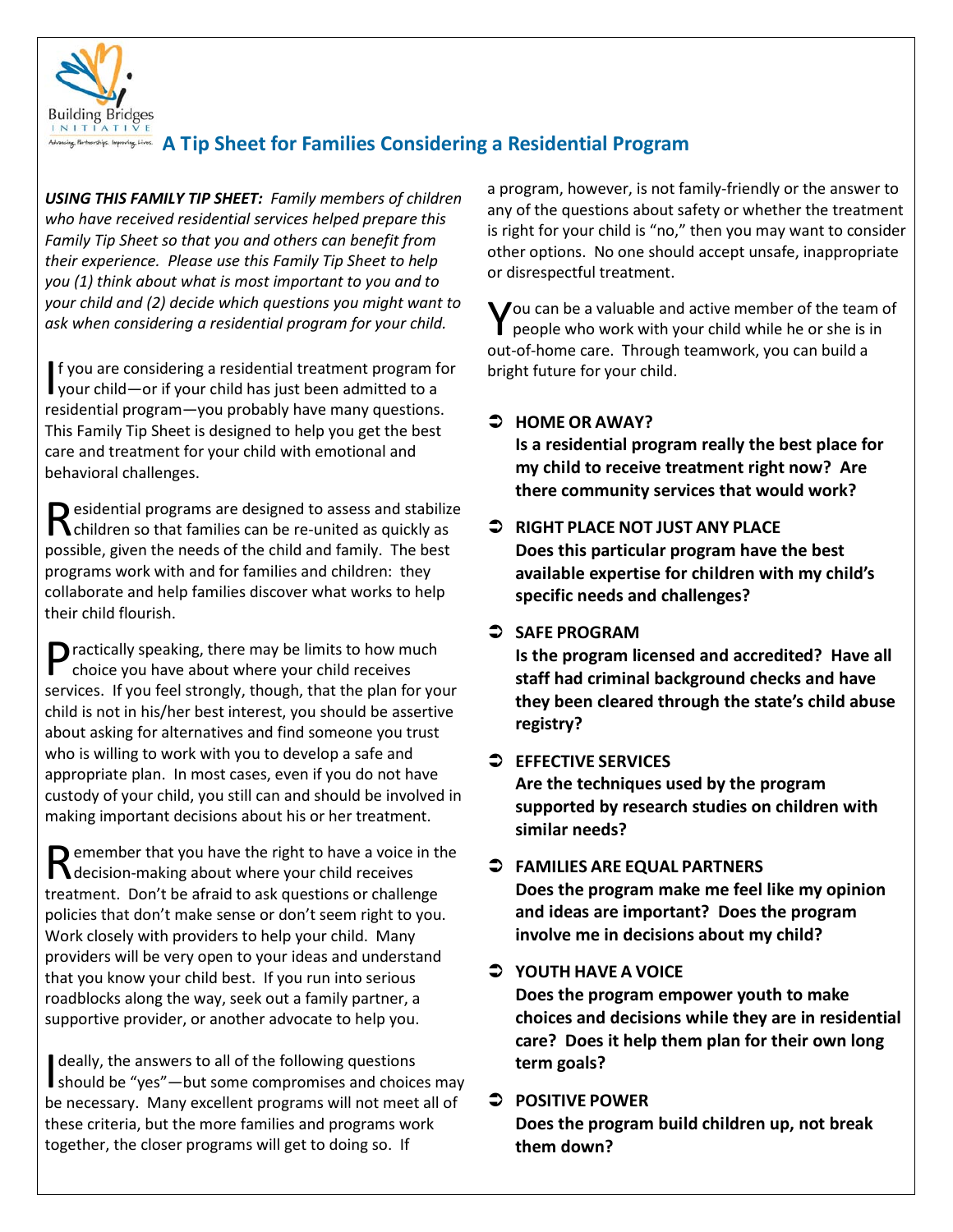# A Tip Sheet for Families Considering a Residential Program

*USING THIS FAMILY TIP SHEET: Family members of children who have received residential services helped prepare this Family Tip Sheet so that you and others can benefit from their experience. Please use this Family Tip Sheet to help you (1) think about what is most important to you and to your child and (2) decide which questions you might want to ask when considering a residential program for your child.*

If you are considering a residential treatment program for your child—or if your child has just been admitted to a residential program—you probably have many questions. This Family Tip Sheet is designed to help you get the best care and treatment for your child with emotional and behavioral challenges.

Residential programs are designed to assess and stabilize children so that families can be re-united as quickly as possible, given the needs of the child and family. The best programs work with and for families and children: they collaborate and help families discover what works to help their child flourish.

Practically speaking, there may be limits to how much choice you have about where your child receives services. If you feel strongly, though, that the plan for your child is not in his/her best interest, you should be assertive about asking for alternatives and find someone you trust who is willing to work with you to develop a safe and appropriate plan. In most cases, even if you do not have custody of your child, you still can and should be involved in making important decisions about his or her treatment.

Remember that you have the right to have a voice in the decision-making about where your child receives treatment. Don't be afraid to ask questions or challenge policies that don't make sense or don't seem right to you. Work closely with providers to help your child. Many providers will be very open to your ideas and understand that you know your child best. If you run into serious roadblocks along the way, seek out a family partner, a supportive provider, or another advocate to help you.

Ideally, the answers to all of the following questions should be "yes"—but some compromises and choices may be necessary. Many excellent programs will not meet all of these criteria, but the more families and programs work together, the closer programs will get to doing so. If a program, however, is not family-friendly or the answer to any of the questions about safety or whether the treatment is right for your child is "no," then you may want to consider other options. No one should accept unsafe, inappropriate or disrespectful treatment.

You can be a valuable and active member of the team of people who work with your child while he or she is in out-of-home care. Through teamwork, you can build a bright future for your child.

- **HOME OR AWAY?**
  **Is a residential program really the best place for my child to receive treatment right now? Are there community services that would work?**
- **RIGHT PLACE NOT JUST ANY PLACE**
  **Does this particular program have the best available expertise for children with my child's specific needs and challenges?**
- **SAFE PROGRAM**
  **Is the program licensed and accredited? Have all staff had criminal background checks and have they been cleared through the state's child abuse registry?**
- **EFFECTIVE SERVICES**
  **Are the techniques used by the program supported by research studies on children with similar needs?**
- **FAMILIES ARE EQUAL PARTNERS**
  **Does the program make me feel like my opinion and ideas are important? Does the program involve me in decisions about my child?**
- **YOUTH HAVE A VOICE**
  **Does the program empower youth to make choices and decisions while they are in residential care? Does it help them plan for their own long term goals?**
- **POSITIVE POWER**
  **Does the program build children up, not break them down?**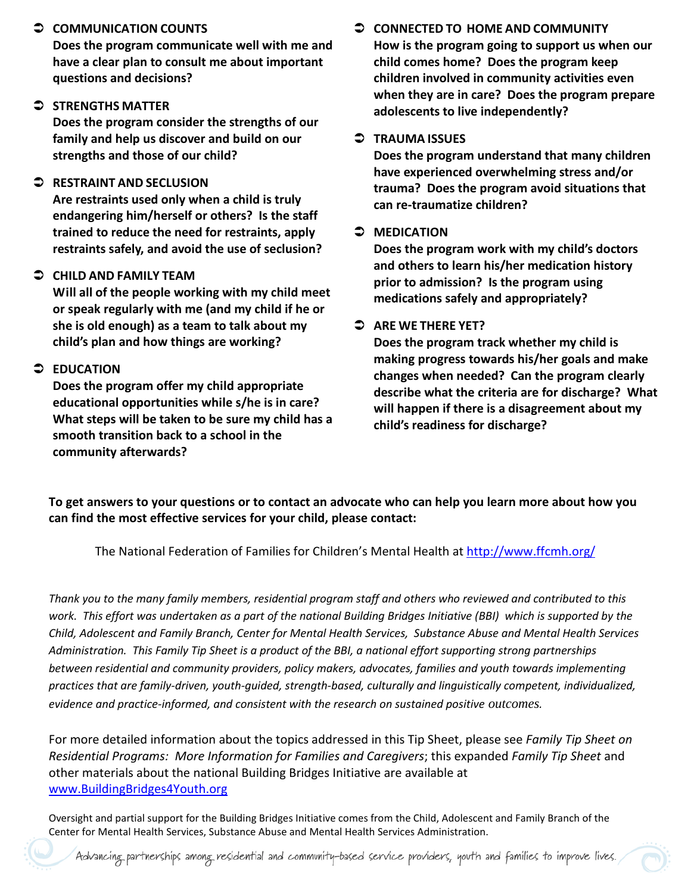- **COMMUNICATION COUNTS**
  **Does the program communicate well with me and have a clear plan to consult me about important questions and decisions?**

- **STRENGTHS MATTER**
  **Does the program consider the strengths of our family and help us discover and build on our strengths and those of our child?**

- **RESTRAINT AND SECLUSION**
  **Are restraints used only when a child is truly endangering him/herself or others? Is the staff trained to reduce the need for restraints, apply restraints safely, and avoid the use of seclusion?**

- **CHILD AND FAMILY TEAM**
  **Will all of the people working with my child meet or speak regularly with me (and my child if he or she is old enough) as a team to talk about my child's plan and how things are working?**

- **EDUCATION**
  **Does the program offer my child appropriate educational opportunities while s/he is in care? What steps will be taken to be sure my child has a smooth transition back to a school in the community afterwards?**

- **CONNECTED TO HOME AND COMMUNITY**
  **How is the program going to support us when our child comes home? Does the program keep children involved in community activities even when they are in care? Does the program prepare adolescents to live independently?**

- **TRAUMA ISSUES**
  **Does the program understand that many children have experienced overwhelming stress and/or trauma? Does the program avoid situations that can re-traumatize children?**

- **MEDICATION**
  **Does the program work with my child's doctors and others to learn his/her medication history prior to admission? Is the program using medications safely and appropriately?**

- **ARE WE THERE YET?**
  **Does the program track whether my child is making progress towards his/her goals and make changes when needed? Can the program clearly describe what the criteria are for discharge? What will happen if there is a disagreement about my child's readiness for discharge?**

**To get answers to your questions or to contact an advocate who can help you learn more about how you can find the most effective services for your child, please contact:**

The National Federation of Families for Children's Mental Health at http://www.ffcmh.org/

*Thank you to the many family members, residential program staff and others who reviewed and contributed to this work. This effort was undertaken as a part of the national Building Bridges Initiative (BBI) which is supported by the Child, Adolescent and Family Branch, Center for Mental Health Services, Substance Abuse and Mental Health Services Administration. This Family Tip Sheet is a product of the BBI, a national effort supporting strong partnerships between residential and community providers, policy makers, advocates, families and youth towards implementing practices that are family-driven, youth-guided, strength-based, culturally and linguistically competent, individualized, evidence and practice-informed, and consistent with the research on sustained positive outcomes.*

For more detailed information about the topics addressed in this Tip Sheet, please see *Family Tip Sheet on Residential Programs: More Information for Families and Caregivers*; this expanded *Family Tip Sheet* and other materials about the national Building Bridges Initiative are available at www.BuildingBridges4Youth.org

Oversight and partial support for the Building Bridges Initiative comes from the Child, Adolescent and Family Branch of the Center for Mental Health Services, Substance Abuse and Mental Health Services Administration.

*Advancing partnerships among residential and community-based service providers, youth and families to improve lives.*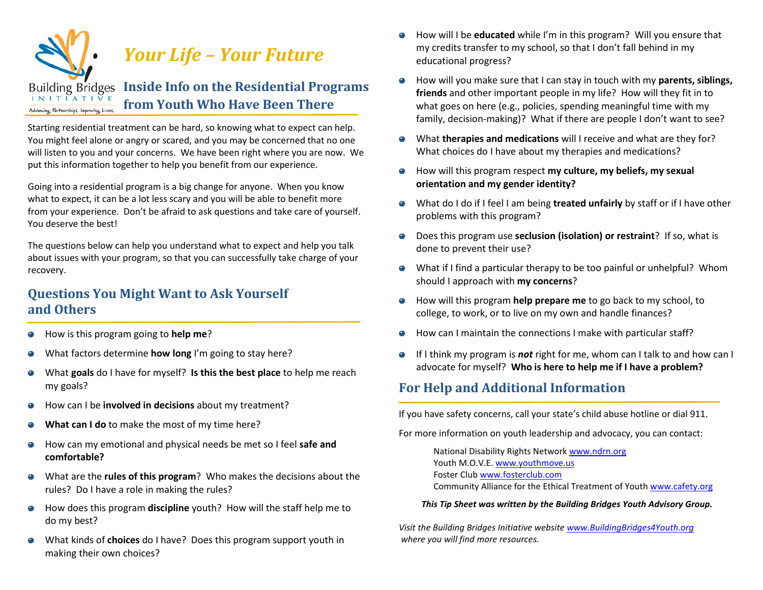Building Bridges INITIATIVE
Advancing Partnerships. Improving Lives.

# *Your Life – Your Future*

## Inside Info on the Residential Programs from Youth Who Have Been There

Starting residential treatment can be hard, so knowing what to expect can help. You might feel alone or angry or scared, and you may be concerned that no one will listen to you and your concerns. We have been right where you are now. We put this information together to help you benefit from our experience.

Going into a residential program is a big change for anyone. When you know what to expect, it can be a lot less scary and you will be able to benefit more from your experience. Don't be afraid to ask questions and take care of yourself. You deserve the best!

The questions below can help you understand what to expect and help you talk about issues with your program, so that you can successfully take charge of your recovery.

## Questions You Might Want to Ask Yourself and Others

- How is this program going to **help me**?
- What factors determine **how long** I'm going to stay here?
- What **goals** do I have for myself? **Is this the best place** to help me reach my goals?
- How can I be **involved in decisions** about my treatment?
- **What can I do** to make the most of my time here?
- How can my emotional and physical needs be met so I feel **safe and comfortable?**
- What are the **rules of this program**? Who makes the decisions about the rules? Do I have a role in making the rules?
- How does this program **discipline** youth? How will the staff help me to do my best?
- What kinds of **choices** do I have? Does this program support youth in making their own choices?
- How will I be **educated** while I'm in this program? Will you ensure that my credits transfer to my school, so that I don't fall behind in my educational progress?
- How will you make sure that I can stay in touch with my **parents, siblings, friends** and other important people in my life? How will they fit in to what goes on here (e.g., policies, spending meaningful time with my family, decision-making)? What if there are people I don't want to see?
- What **therapies and medications** will I receive and what are they for? What choices do I have about my therapies and medications?
- How will this program respect **my culture, my beliefs, my sexual orientation and my gender identity?**
- What do I do if I feel I am being **treated unfairly** by staff or if I have other problems with this program?
- Does this program use **seclusion (isolation) or restraint**? If so, what is done to prevent their use?
- What if I find a particular therapy to be too painful or unhelpful? Whom should I approach with **my concerns**?
- How will this program **help prepare me** to go back to my school, to college, to work, or to live on my own and handle finances?
- How can I maintain the connections I make with particular staff?
- If I think my program is ***not*** right for me, whom can I talk to and how can I advocate for myself? **Who is here to help me if I have a problem?**

## For Help and Additional Information

If you have safety concerns, call your state's child abuse hotline or dial 911.

For more information on youth leadership and advocacy, you can contact:

National Disability Rights Network www.ndrn.org
Youth M.O.V.E. www.youthmove.us
Foster Club www.fosterclub.com
Community Alliance for the Ethical Treatment of Youth www.cafety.org

***This Tip Sheet was written by the Building Bridges Youth Advisory Group.***

*Visit the Building Bridges Initiative website www.BuildingBridges4Youth.org where you will find more resources.*